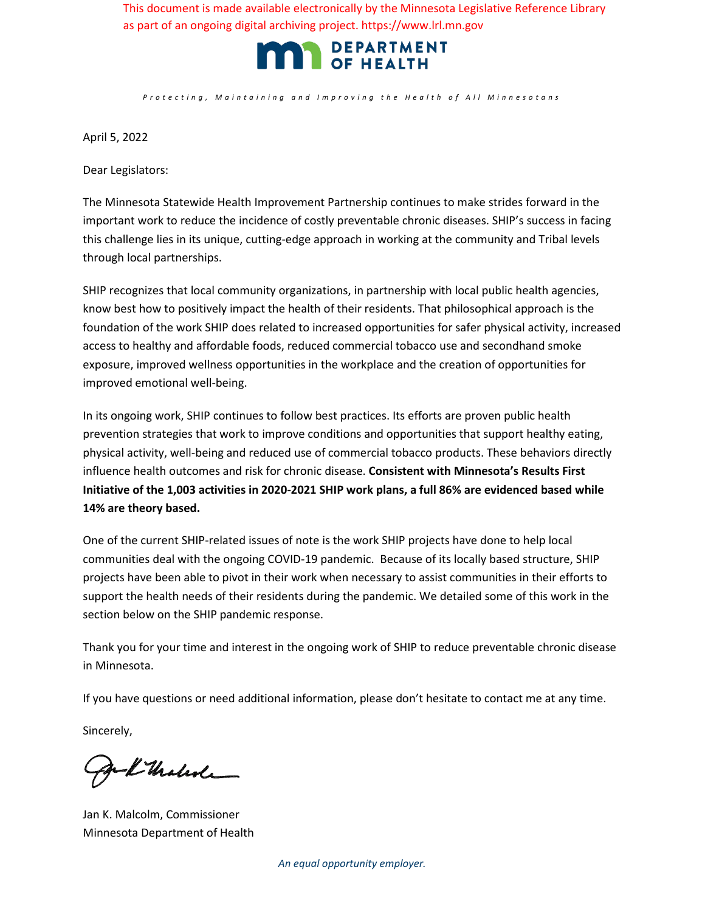This document is made available electronically by the Minnesota Legislative Reference Library as part of an ongoing digital archiving project. https://www.lrl.mn.gov

DEPARTMENT OF HEALTH

*Protecting, Maintaining and Improving the Health of All Minnesotans*

April 5, 2022

Dear Legislators:

The Minnesota Statewide Health Improvement Partnership continues to make strides forward in the important work to reduce the incidence of costly preventable chronic diseases. SHIP's success in facing this challenge lies in its unique, cutting-edge approach in working at the community and Tribal levels through local partnerships.

SHIP recognizes that local community organizations, in partnership with local public health agencies, know best how to positively impact the health of their residents. That philosophical approach is the foundation of the work SHIP does related to increased opportunities for safer physical activity, increased access to healthy and affordable foods, reduced commercial tobacco use and secondhand smoke exposure, improved wellness opportunities in the workplace and the creation of opportunities for improved emotional well-being.

In its ongoing work, SHIP continues to follow best practices. Its efforts are proven public health prevention strategies that work to improve conditions and opportunities that support healthy eating, physical activity, well-being and reduced use of commercial tobacco products. These behaviors directly influence health outcomes and risk for chronic disease. **Consistent with Minnesota's Results First Initiative of the 1,003 activities in 2020-2021 SHIP work plans, a full 86% are evidenced based while 14% are theory based.**

One of the current SHIP-related issues of note is the work SHIP projects have done to help local communities deal with the ongoing COVID-19 pandemic. Because of its locally based structure, SHIP projects have been able to pivot in their work when necessary to assist communities in their efforts to support the health needs of their residents during the pandemic. We detailed some of this work in the section below on the SHIP pandemic response.

Thank you for your time and interest in the ongoing work of SHIP to reduce preventable chronic disease in Minnesota.

If you have questions or need additional information, please don't hesitate to contact me at any time.

Sincerely,

Jan K. Malcolm, Commissioner
Minnesota Department of Health

*An equal opportunity employer.*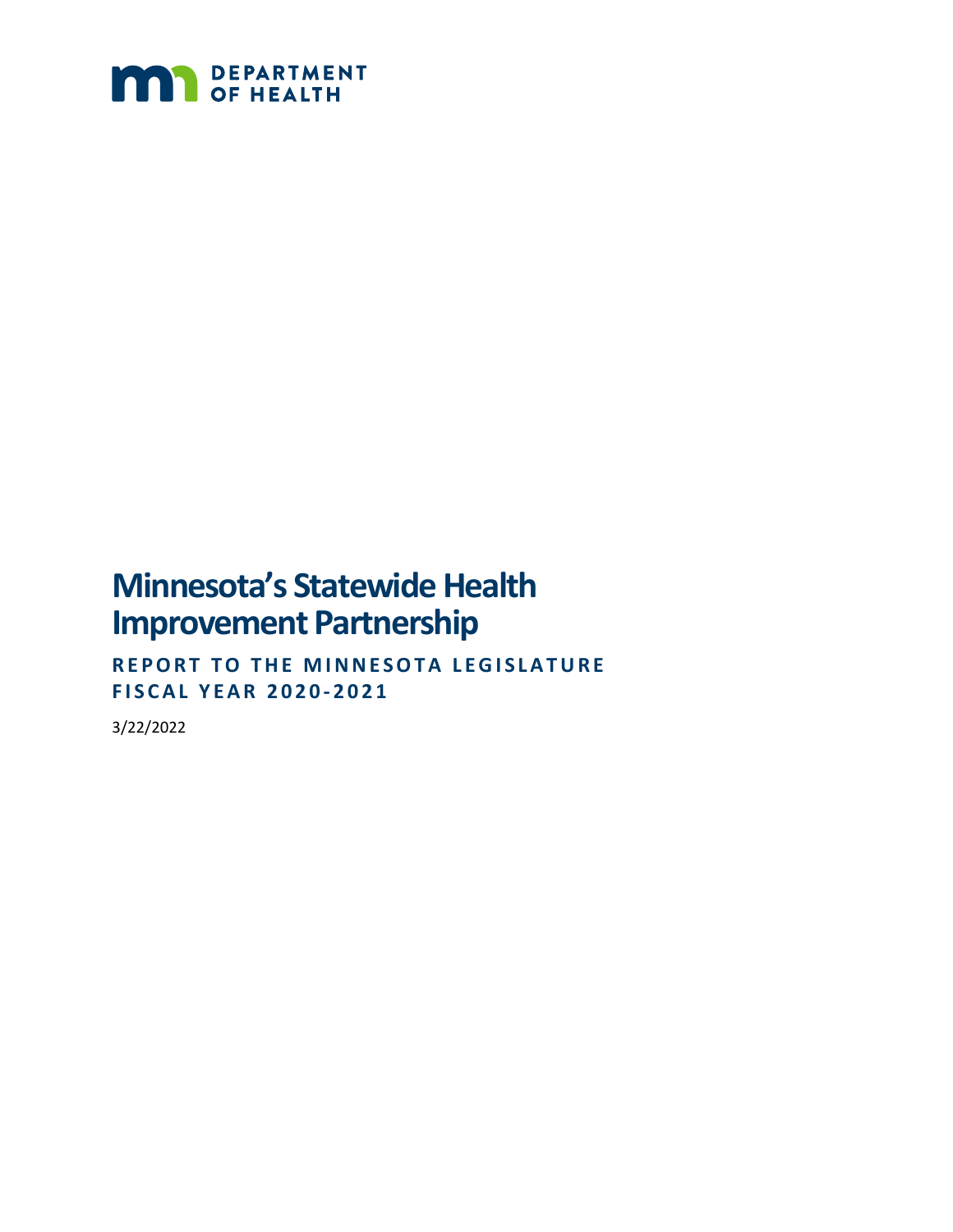**MN DEPARTMENT OF HEALTH**

# Minnesota's Statewide Health Improvement Partnership

**REPORT TO THE MINNESOTA LEGISLATURE**
**FISCAL YEAR 2020-2021**

3/22/2022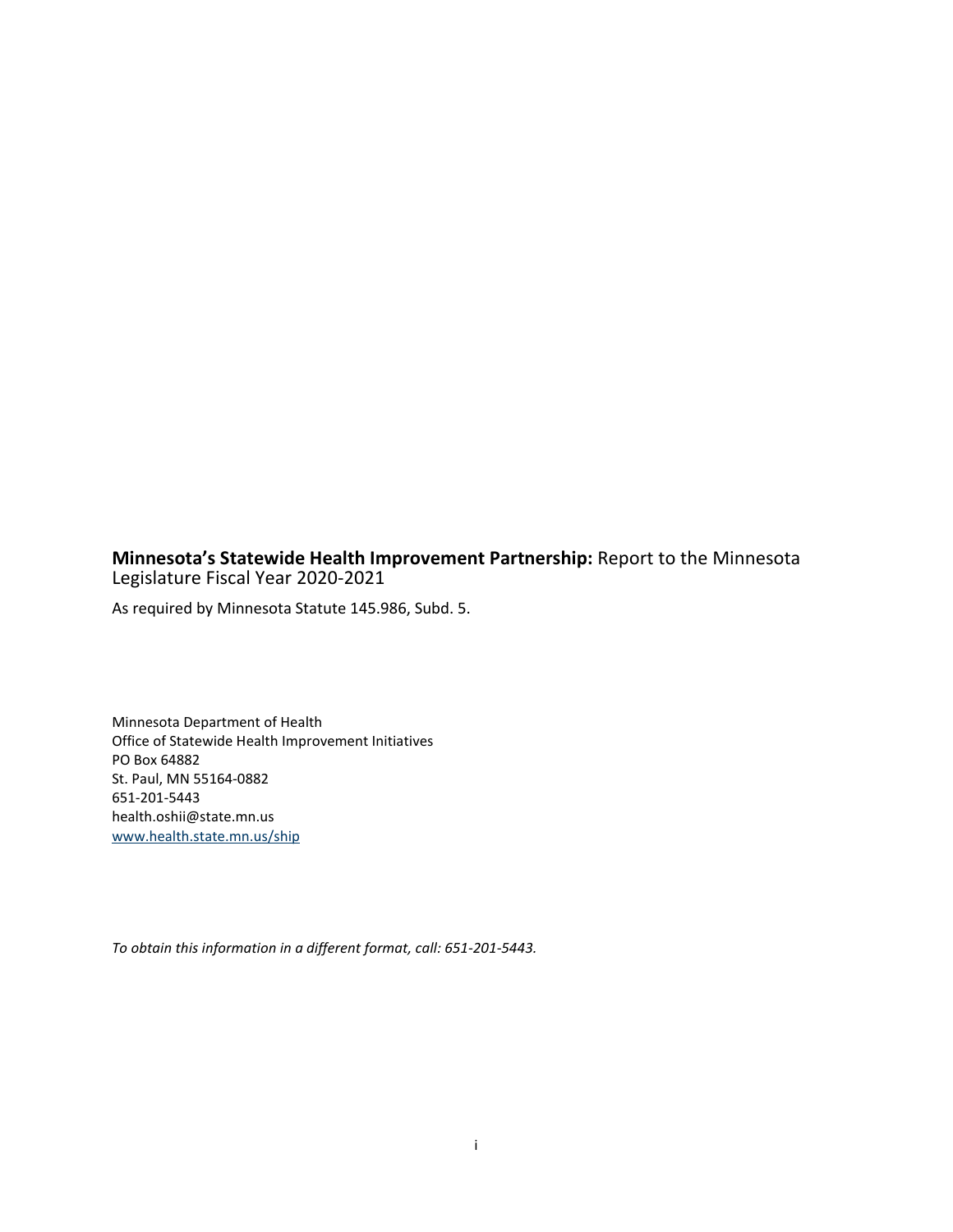**Minnesota's Statewide Health Improvement Partnership:** Report to the Minnesota Legislature Fiscal Year 2020-2021

As required by Minnesota Statute 145.986, Subd. 5.

Minnesota Department of Health
Office of Statewide Health Improvement Initiatives
PO Box 64882
St. Paul, MN 55164-0882
651-201-5443
health.oshii@state.mn.us
[www.health.state.mn.us/ship](www.health.state.mn.us/ship)

*To obtain this information in a different format, call: 651-201-5443.*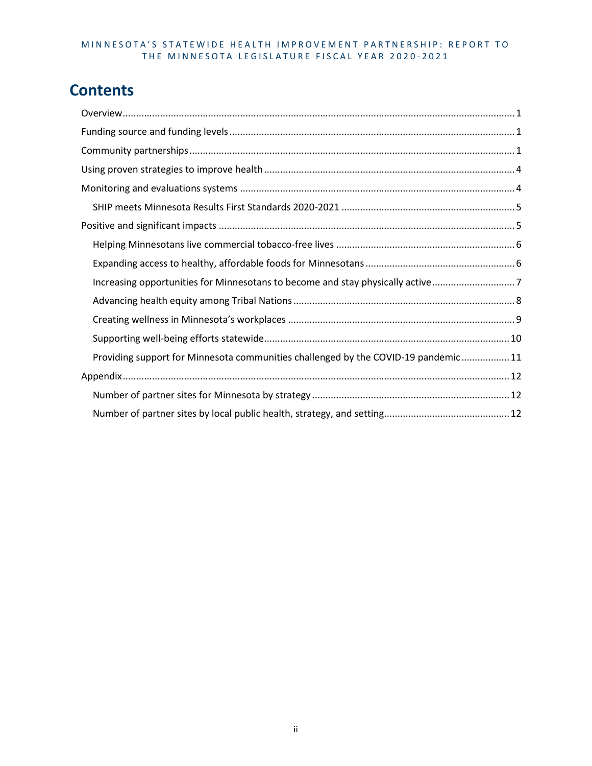# Contents

- Overview 1
- Funding source and funding levels 1
- Community partnerships 1
- Using proven strategies to improve health 4
- Monitoring and evaluations systems 4
  - SHIP meets Minnesota Results First Standards 2020-2021 5
- Positive and significant impacts 5
  - Helping Minnesotans live commercial tobacco-free lives 6
  - Expanding access to healthy, affordable foods for Minnesotans 6
  - Increasing opportunities for Minnesotans to become and stay physically active 7
  - Advancing health equity among Tribal Nations 8
  - Creating wellness in Minnesota's workplaces 9
  - Supporting well-being efforts statewide 10
  - Providing support for Minnesota communities challenged by the COVID-19 pandemic 11
- Appendix 12
  - Number of partner sites for Minnesota by strategy 12
  - Number of partner sites by local public health, strategy, and setting 12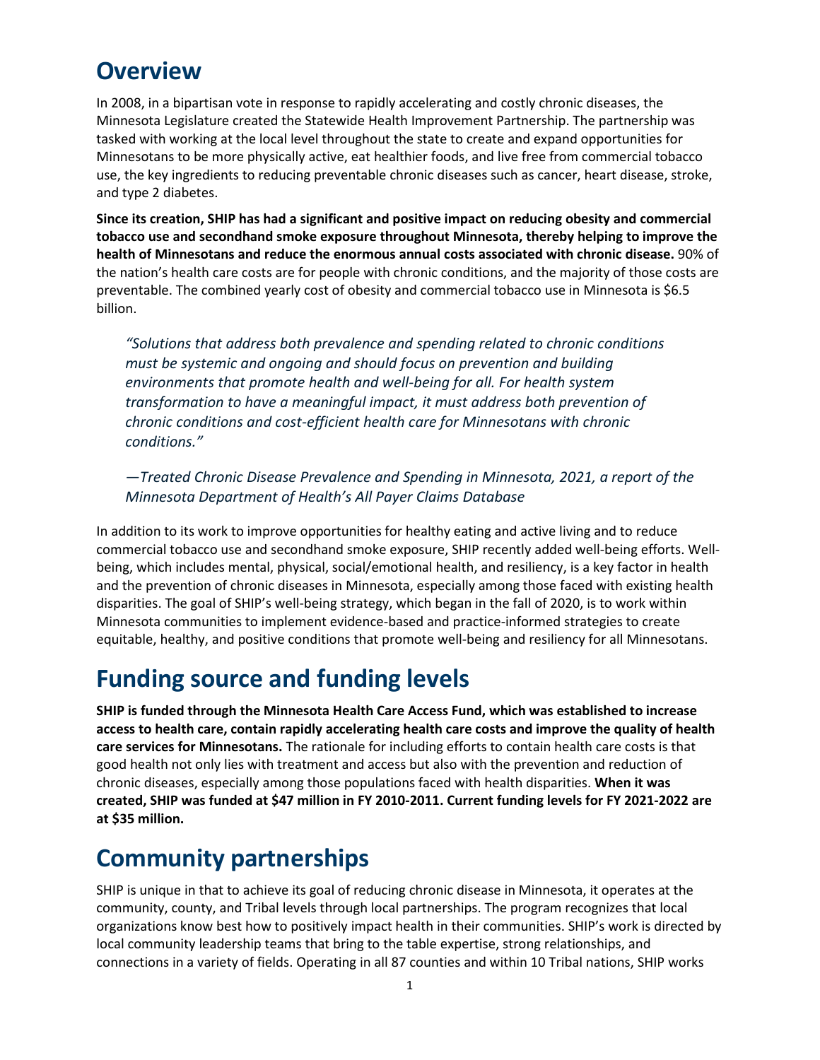## Overview

In 2008, in a bipartisan vote in response to rapidly accelerating and costly chronic diseases, the Minnesota Legislature created the Statewide Health Improvement Partnership. The partnership was tasked with working at the local level throughout the state to create and expand opportunities for Minnesotans to be more physically active, eat healthier foods, and live free from commercial tobacco use, the key ingredients to reducing preventable chronic diseases such as cancer, heart disease, stroke, and type 2 diabetes.

**Since its creation, SHIP has had a significant and positive impact on reducing obesity and commercial tobacco use and secondhand smoke exposure throughout Minnesota, thereby helping to improve the health of Minnesotans and reduce the enormous annual costs associated with chronic disease.** 90% of the nation's health care costs are for people with chronic conditions, and the majority of those costs are preventable. The combined yearly cost of obesity and commercial tobacco use in Minnesota is $6.5 billion.

> *"Solutions that address both prevalence and spending related to chronic conditions must be systemic and ongoing and should focus on prevention and building environments that promote health and well-being for all. For health system transformation to have a meaningful impact, it must address both prevention of chronic conditions and cost-efficient health care for Minnesotans with chronic conditions."*
>
> *—Treated Chronic Disease Prevalence and Spending in Minnesota, 2021, a report of the Minnesota Department of Health's All Payer Claims Database*

In addition to its work to improve opportunities for healthy eating and active living and to reduce commercial tobacco use and secondhand smoke exposure, SHIP recently added well-being efforts. Well-being, which includes mental, physical, social/emotional health, and resiliency, is a key factor in health and the prevention of chronic diseases in Minnesota, especially among those faced with existing health disparities. The goal of SHIP's well-being strategy, which began in the fall of 2020, is to work within Minnesota communities to implement evidence-based and practice-informed strategies to create equitable, healthy, and positive conditions that promote well-being and resiliency for all Minnesotans.

## Funding source and funding levels

**SHIP is funded through the Minnesota Health Care Access Fund, which was established to increase access to health care, contain rapidly accelerating health care costs and improve the quality of health care services for Minnesotans.** The rationale for including efforts to contain health care costs is that good health not only lies with treatment and access but also with the prevention and reduction of chronic diseases, especially among those populations faced with health disparities. **When it was created, SHIP was funded at $47 million in FY 2010-2011. Current funding levels for FY 2021-2022 are at $35 million.**

## Community partnerships

SHIP is unique in that to achieve its goal of reducing chronic disease in Minnesota, it operates at the community, county, and Tribal levels through local partnerships. The program recognizes that local organizations know best how to positively impact health in their communities. SHIP's work is directed by local community leadership teams that bring to the table expertise, strong relationships, and connections in a variety of fields. Operating in all 87 counties and within 10 Tribal nations, SHIP works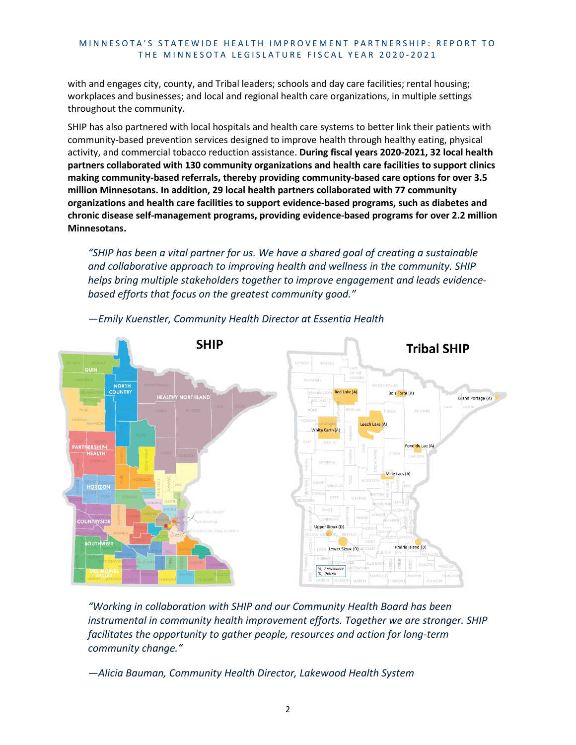with and engages city, county, and Tribal leaders; schools and day care facilities; rental housing; workplaces and businesses; and local and regional health care organizations, in multiple settings throughout the community.

SHIP has also partnered with local hospitals and health care systems to better link their patients with community-based prevention services designed to improve health through healthy eating, physical activity, and commercial tobacco reduction assistance. **During fiscal years 2020-2021, 32 local health partners collaborated with 130 community organizations and health care facilities to support clinics making community-based referrals, thereby providing community-based care options for over 3.5 million Minnesotans. In addition, 29 local health partners collaborated with 77 community organizations and health care facilities to support evidence-based programs, such as diabetes and chronic disease self-management programs, providing evidence-based programs for over 2.2 million Minnesotans.**

> *"SHIP has been a vital partner for us. We have a shared goal of creating a sustainable and collaborative approach to improving health and wellness in the community. SHIP helps bring multiple stakeholders together to improve engagement and leads evidence-based efforts that focus on the greatest community good."*
>
> *—Emily Kuenstler, Community Health Director at Essentia Health*

**SHIP** **Tribal SHIP**

> *"Working in collaboration with SHIP and our Community Health Board has been instrumental in community health improvement efforts. Together we are stronger. SHIP facilitates the opportunity to gather people, resources and action for long-term community change."*
>
> *—Alicia Bauman, Community Health Director, Lakewood Health System*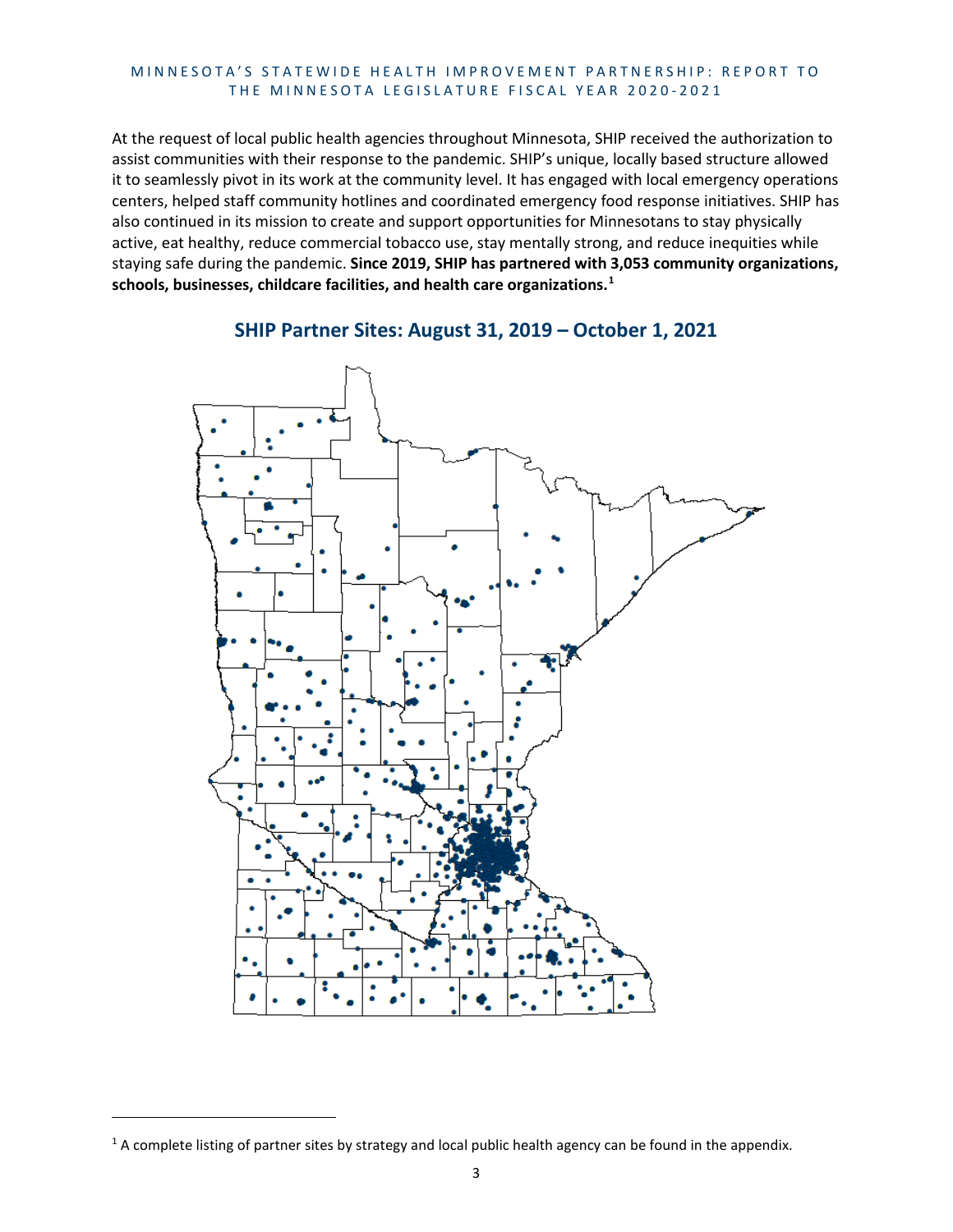At the request of local public health agencies throughout Minnesota, SHIP received the authorization to assist communities with their response to the pandemic. SHIP's unique, locally based structure allowed it to seamlessly pivot in its work at the community level. It has engaged with local emergency operations centers, helped staff community hotlines and coordinated emergency food response initiatives. SHIP has also continued in its mission to create and support opportunities for Minnesotans to stay physically active, eat healthy, reduce commercial tobacco use, stay mentally strong, and reduce inequities while staying safe during the pandemic. **Since 2019, SHIP has partnered with 3,053 community organizations, schools, businesses, childcare facilities, and health care organizations.**[1]

## SHIP Partner Sites: August 31, 2019 – October 1, 2021

[1] A complete listing of partner sites by strategy and local public health agency can be found in the appendix.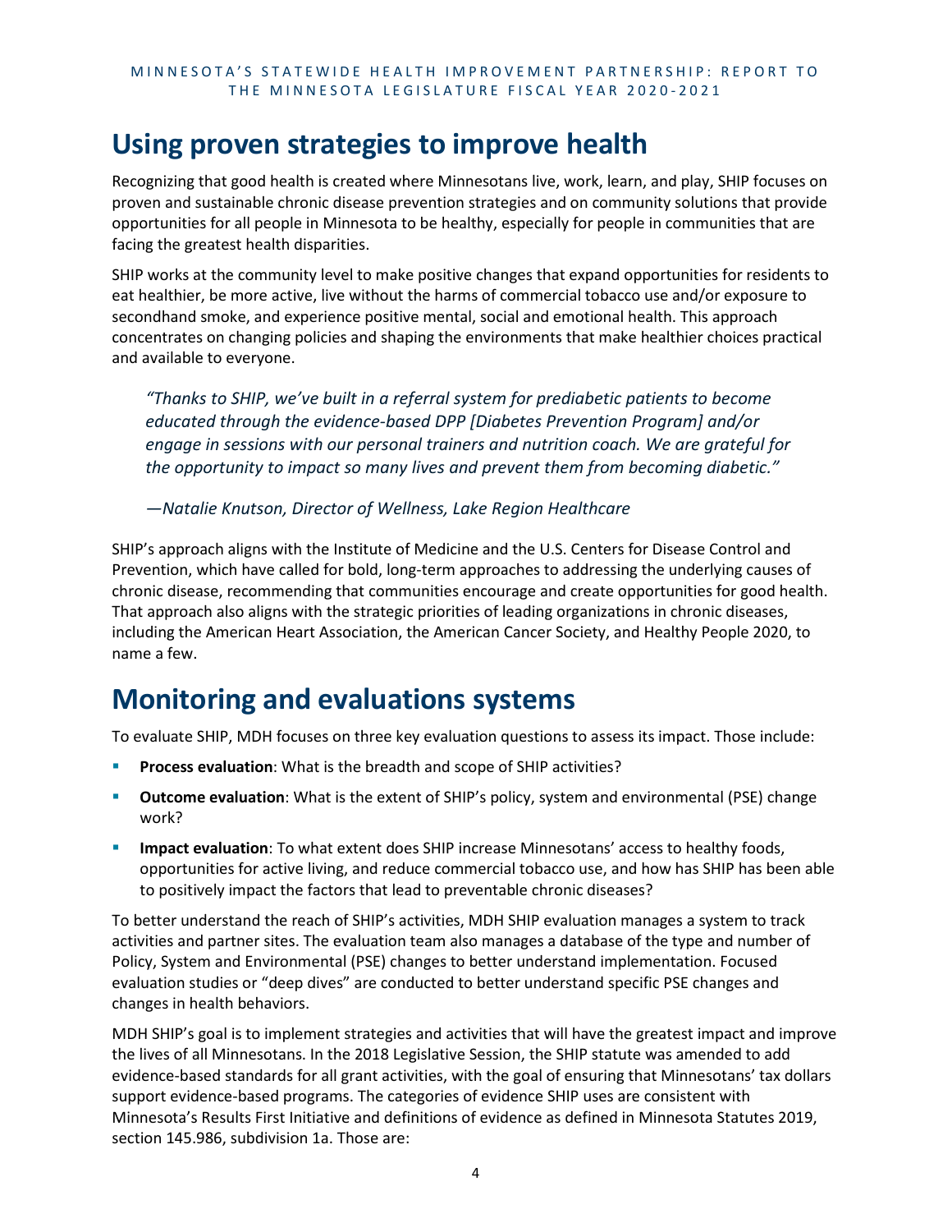# Using proven strategies to improve health

Recognizing that good health is created where Minnesotans live, work, learn, and play, SHIP focuses on proven and sustainable chronic disease prevention strategies and on community solutions that provide opportunities for all people in Minnesota to be healthy, especially for people in communities that are facing the greatest health disparities.

SHIP works at the community level to make positive changes that expand opportunities for residents to eat healthier, be more active, live without the harms of commercial tobacco use and/or exposure to secondhand smoke, and experience positive mental, social and emotional health. This approach concentrates on changing policies and shaping the environments that make healthier choices practical and available to everyone.

> *"Thanks to SHIP, we've built in a referral system for prediabetic patients to become educated through the evidence-based DPP [Diabetes Prevention Program] and/or engage in sessions with our personal trainers and nutrition coach. We are grateful for the opportunity to impact so many lives and prevent them from becoming diabetic."*
>
> *—Natalie Knutson, Director of Wellness, Lake Region Healthcare*

SHIP's approach aligns with the Institute of Medicine and the U.S. Centers for Disease Control and Prevention, which have called for bold, long-term approaches to addressing the underlying causes of chronic disease, recommending that communities encourage and create opportunities for good health. That approach also aligns with the strategic priorities of leading organizations in chronic diseases, including the American Heart Association, the American Cancer Society, and Healthy People 2020, to name a few.

# Monitoring and evaluations systems

To evaluate SHIP, MDH focuses on three key evaluation questions to assess its impact. Those include:

- **Process evaluation**: What is the breadth and scope of SHIP activities?
- **Outcome evaluation**: What is the extent of SHIP's policy, system and environmental (PSE) change work?
- **Impact evaluation**: To what extent does SHIP increase Minnesotans' access to healthy foods, opportunities for active living, and reduce commercial tobacco use, and how has SHIP has been able to positively impact the factors that lead to preventable chronic diseases?

To better understand the reach of SHIP's activities, MDH SHIP evaluation manages a system to track activities and partner sites. The evaluation team also manages a database of the type and number of Policy, System and Environmental (PSE) changes to better understand implementation. Focused evaluation studies or "deep dives" are conducted to better understand specific PSE changes and changes in health behaviors.

MDH SHIP's goal is to implement strategies and activities that will have the greatest impact and improve the lives of all Minnesotans. In the 2018 Legislative Session, the SHIP statute was amended to add evidence-based standards for all grant activities, with the goal of ensuring that Minnesotans' tax dollars support evidence-based programs. The categories of evidence SHIP uses are consistent with Minnesota's Results First Initiative and definitions of evidence as defined in Minnesota Statutes 2019, section 145.986, subdivision 1a. Those are: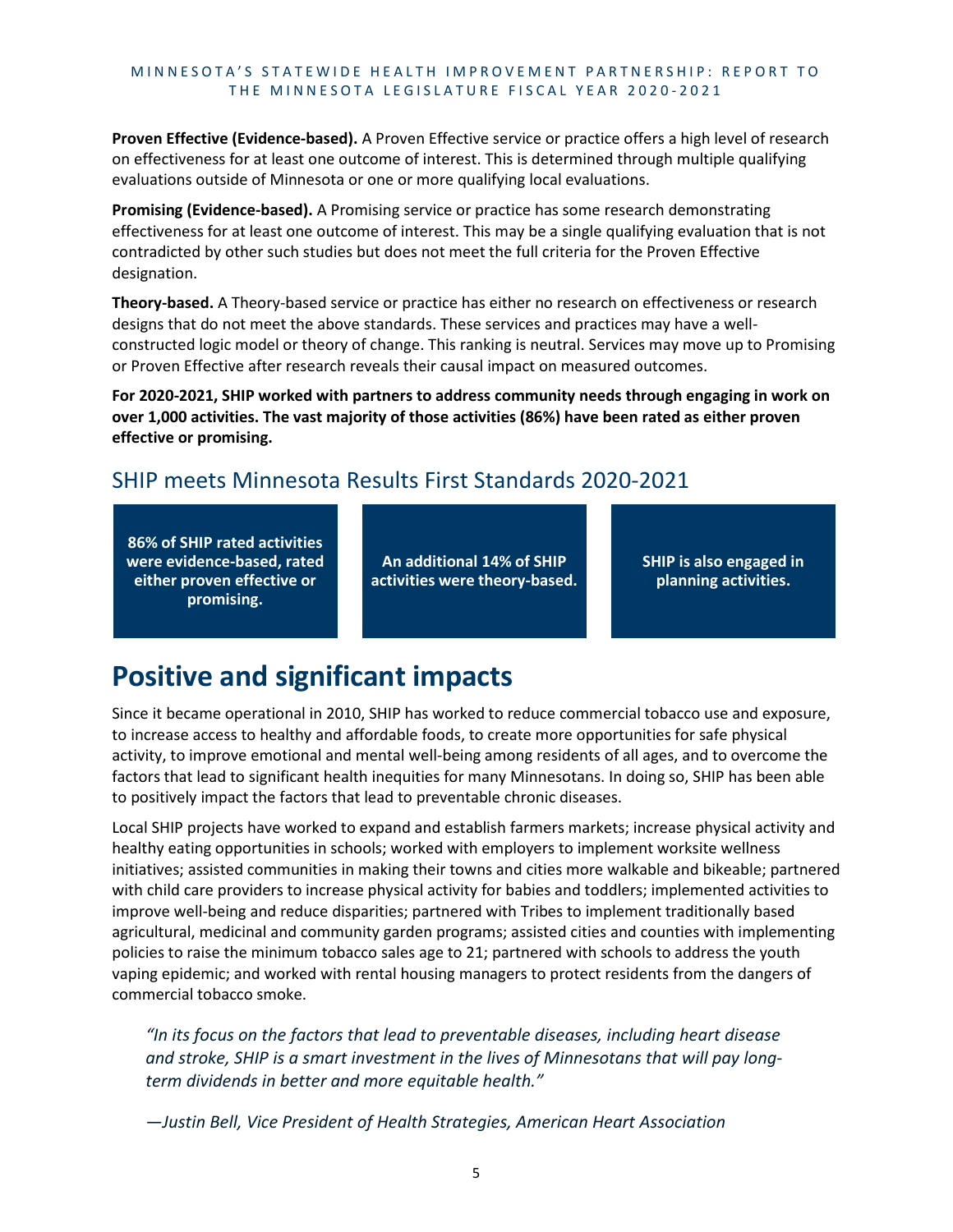**Proven Effective (Evidence-based).** A Proven Effective service or practice offers a high level of research on effectiveness for at least one outcome of interest. This is determined through multiple qualifying evaluations outside of Minnesota or one or more qualifying local evaluations.

**Promising (Evidence-based).** A Promising service or practice has some research demonstrating effectiveness for at least one outcome of interest. This may be a single qualifying evaluation that is not contradicted by other such studies but does not meet the full criteria for the Proven Effective designation.

**Theory-based.** A Theory-based service or practice has either no research on effectiveness or research designs that do not meet the above standards. These services and practices may have a well-constructed logic model or theory of change. This ranking is neutral. Services may move up to Promising or Proven Effective after research reveals their causal impact on measured outcomes.

**For 2020-2021, SHIP worked with partners to address community needs through engaging in work on over 1,000 activities. The vast majority of those activities (86%) have been rated as either proven effective or promising.**

## SHIP meets Minnesota Results First Standards 2020-2021

**86% of SHIP rated activities were evidence-based, rated either proven effective or promising.**

**An additional 14% of SHIP activities were theory-based.**

**SHIP is also engaged in planning activities.**

# Positive and significant impacts

Since it became operational in 2010, SHIP has worked to reduce commercial tobacco use and exposure, to increase access to healthy and affordable foods, to create more opportunities for safe physical activity, to improve emotional and mental well-being among residents of all ages, and to overcome the factors that lead to significant health inequities for many Minnesotans. In doing so, SHIP has been able to positively impact the factors that lead to preventable chronic diseases.

Local SHIP projects have worked to expand and establish farmers markets; increase physical activity and healthy eating opportunities in schools; worked with employers to implement worksite wellness initiatives; assisted communities in making their towns and cities more walkable and bikeable; partnered with child care providers to increase physical activity for babies and toddlers; implemented activities to improve well-being and reduce disparities; partnered with Tribes to implement traditionally based agricultural, medicinal and community garden programs; assisted cities and counties with implementing policies to raise the minimum tobacco sales age to 21; partnered with schools to address the youth vaping epidemic; and worked with rental housing managers to protect residents from the dangers of commercial tobacco smoke.

> *"In its focus on the factors that lead to preventable diseases, including heart disease and stroke, SHIP is a smart investment in the lives of Minnesotans that will pay long-term dividends in better and more equitable health."*
>
> *—Justin Bell, Vice President of Health Strategies, American Heart Association*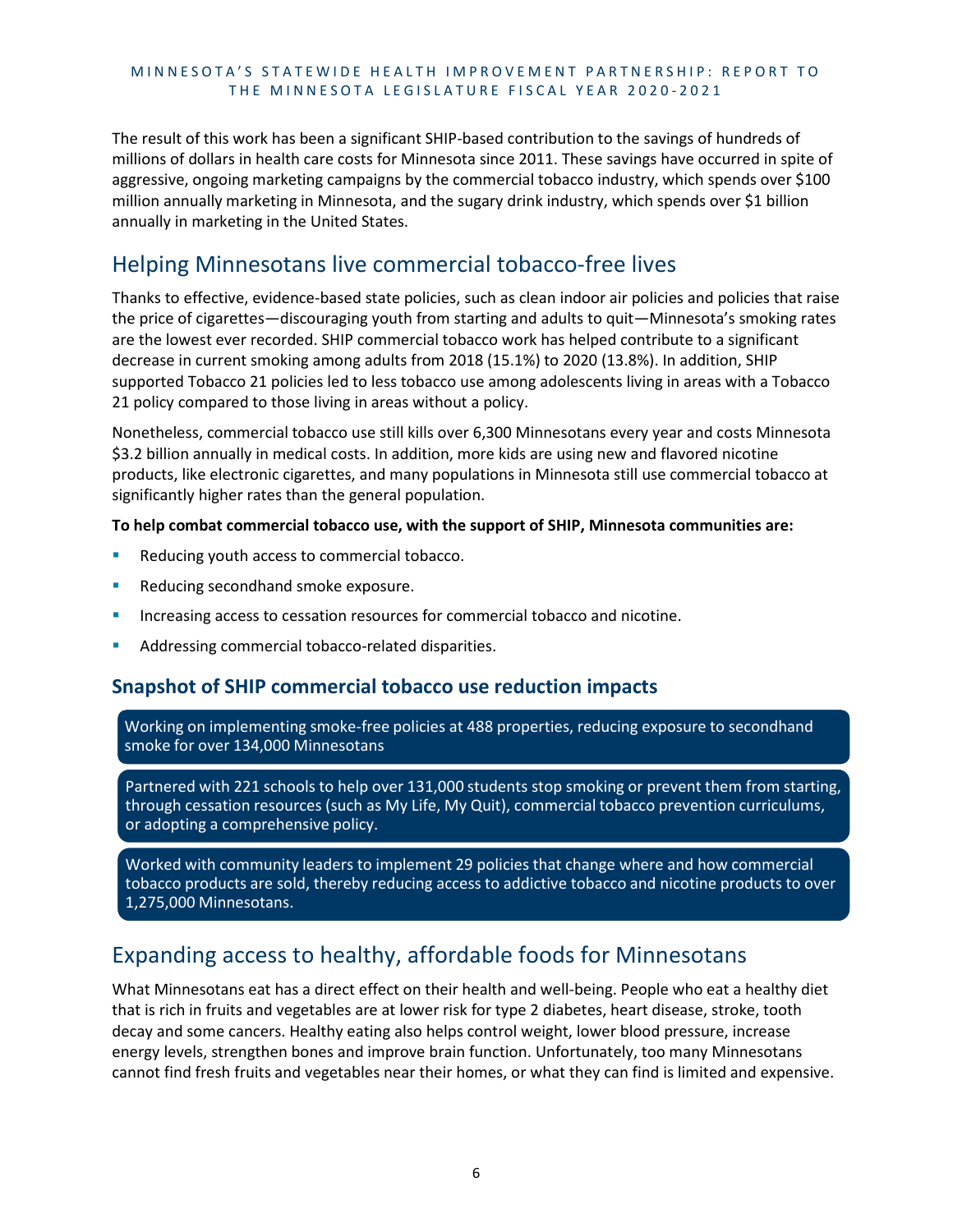The result of this work has been a significant SHIP-based contribution to the savings of hundreds of millions of dollars in health care costs for Minnesota since 2011. These savings have occurred in spite of aggressive, ongoing marketing campaigns by the commercial tobacco industry, which spends over $100 million annually marketing in Minnesota, and the sugary drink industry, which spends over $1 billion annually in marketing in the United States.

## Helping Minnesotans live commercial tobacco-free lives

Thanks to effective, evidence-based state policies, such as clean indoor air policies and policies that raise the price of cigarettes—discouraging youth from starting and adults to quit—Minnesota's smoking rates are the lowest ever recorded. SHIP commercial tobacco work has helped contribute to a significant decrease in current smoking among adults from 2018 (15.1%) to 2020 (13.8%). In addition, SHIP supported Tobacco 21 policies led to less tobacco use among adolescents living in areas with a Tobacco 21 policy compared to those living in areas without a policy.

Nonetheless, commercial tobacco use still kills over 6,300 Minnesotans every year and costs Minnesota $3.2 billion annually in medical costs. In addition, more kids are using new and flavored nicotine products, like electronic cigarettes, and many populations in Minnesota still use commercial tobacco at significantly higher rates than the general population.

**To help combat commercial tobacco use, with the support of SHIP, Minnesota communities are:**

- Reducing youth access to commercial tobacco.
- Reducing secondhand smoke exposure.
- Increasing access to cessation resources for commercial tobacco and nicotine.
- Addressing commercial tobacco-related disparities.

### Snapshot of SHIP commercial tobacco use reduction impacts

Working on implementing smoke-free policies at 488 properties, reducing exposure to secondhand smoke for over 134,000 Minnesotans

Partnered with 221 schools to help over 131,000 students stop smoking or prevent them from starting, through cessation resources (such as My Life, My Quit), commercial tobacco prevention curriculums, or adopting a comprehensive policy.

Worked with community leaders to implement 29 policies that change where and how commercial tobacco products are sold, thereby reducing access to addictive tobacco and nicotine products to over 1,275,000 Minnesotans.

## Expanding access to healthy, affordable foods for Minnesotans

What Minnesotans eat has a direct effect on their health and well-being. People who eat a healthy diet that is rich in fruits and vegetables are at lower risk for type 2 diabetes, heart disease, stroke, tooth decay and some cancers. Healthy eating also helps control weight, lower blood pressure, increase energy levels, strengthen bones and improve brain function. Unfortunately, too many Minnesotans cannot find fresh fruits and vegetables near their homes, or what they can find is limited and expensive.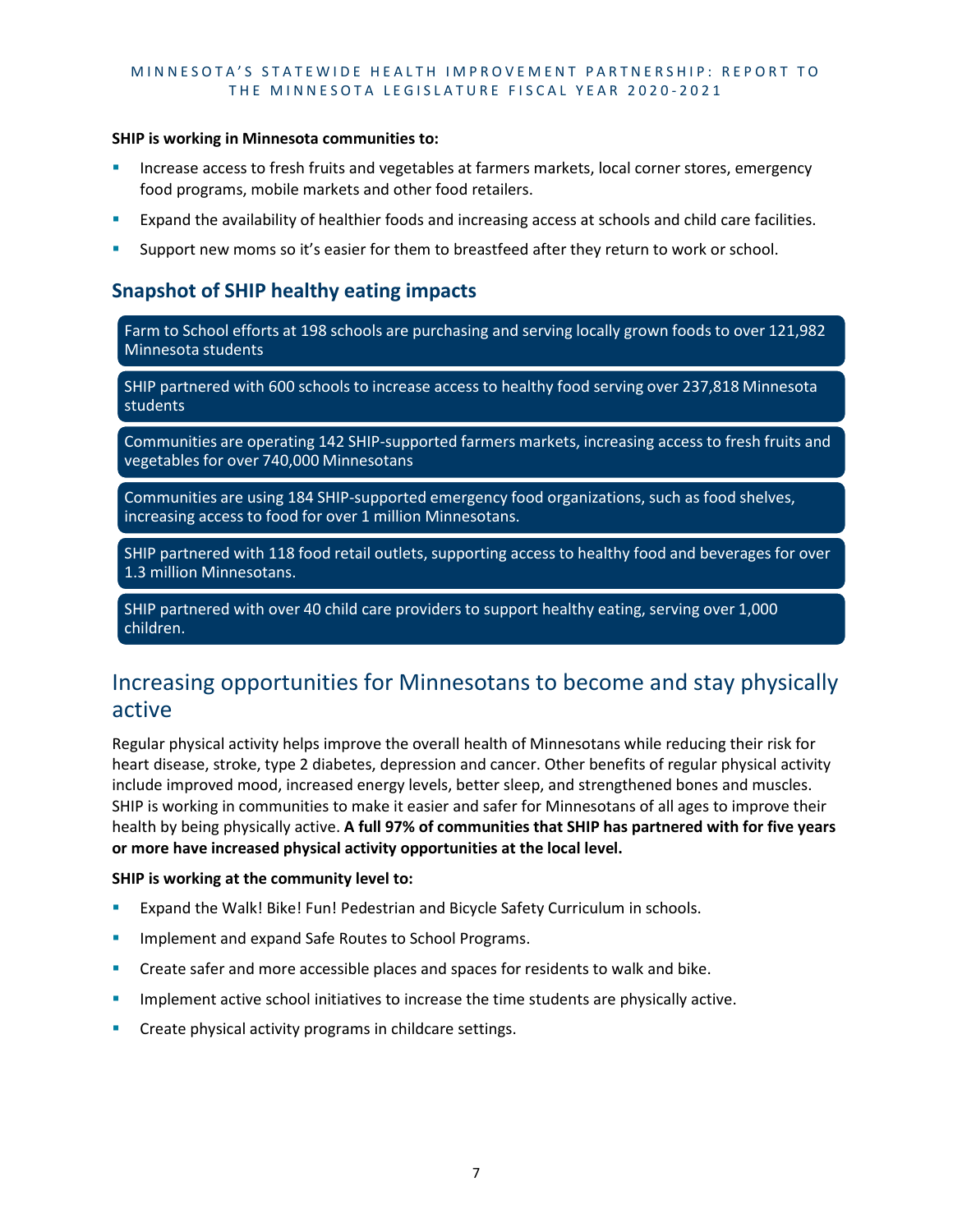**SHIP is working in Minnesota communities to:**

- Increase access to fresh fruits and vegetables at farmers markets, local corner stores, emergency food programs, mobile markets and other food retailers.
- Expand the availability of healthier foods and increasing access at schools and child care facilities.
- Support new moms so it's easier for them to breastfeed after they return to work or school.

### Snapshot of SHIP healthy eating impacts

Farm to School efforts at 198 schools are purchasing and serving locally grown foods to over 121,982 Minnesota students

SHIP partnered with 600 schools to increase access to healthy food serving over 237,818 Minnesota students

Communities are operating 142 SHIP-supported farmers markets, increasing access to fresh fruits and vegetables for over 740,000 Minnesotans

Communities are using 184 SHIP-supported emergency food organizations, such as food shelves, increasing access to food for over 1 million Minnesotans.

SHIP partnered with 118 food retail outlets, supporting access to healthy food and beverages for over 1.3 million Minnesotans.

SHIP partnered with over 40 child care providers to support healthy eating, serving over 1,000 children.

## Increasing opportunities for Minnesotans to become and stay physically active

Regular physical activity helps improve the overall health of Minnesotans while reducing their risk for heart disease, stroke, type 2 diabetes, depression and cancer. Other benefits of regular physical activity include improved mood, increased energy levels, better sleep, and strengthened bones and muscles. SHIP is working in communities to make it easier and safer for Minnesotans of all ages to improve their health by being physically active. **A full 97% of communities that SHIP has partnered with for five years or more have increased physical activity opportunities at the local level.**

**SHIP is working at the community level to:**

- Expand the Walk! Bike! Fun! Pedestrian and Bicycle Safety Curriculum in schools.
- Implement and expand Safe Routes to School Programs.
- Create safer and more accessible places and spaces for residents to walk and bike.
- Implement active school initiatives to increase the time students are physically active.
- Create physical activity programs in childcare settings.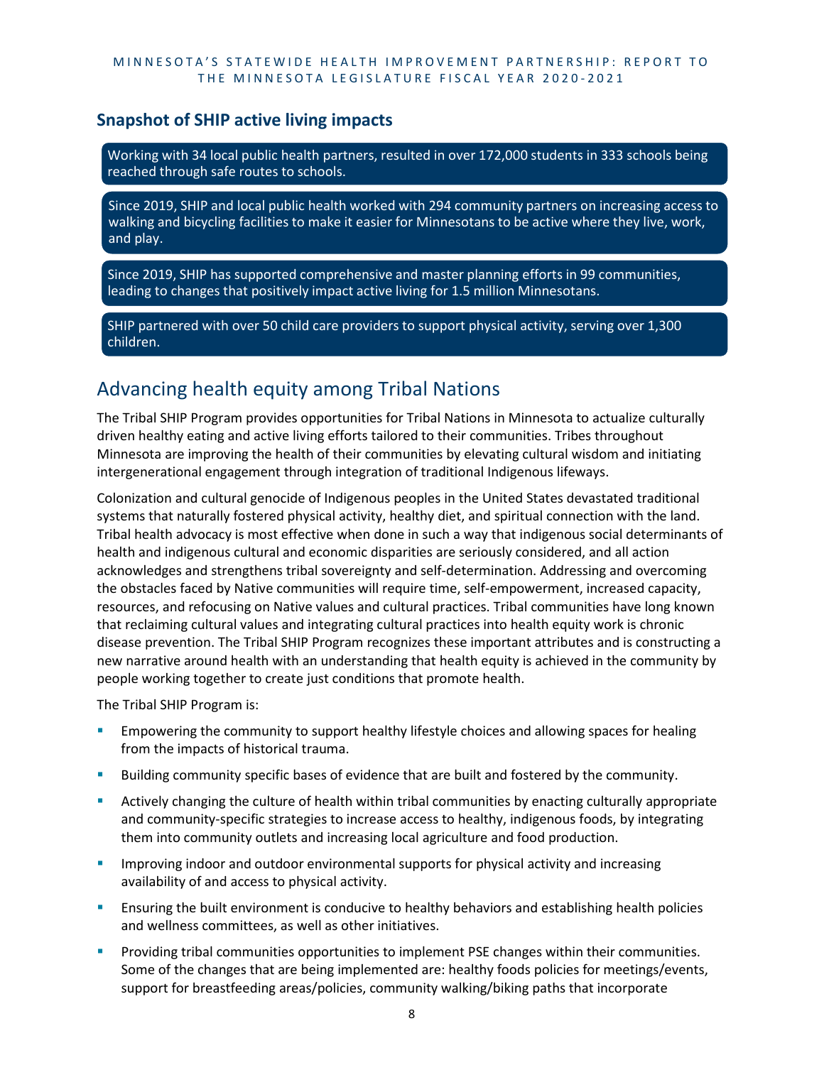### Snapshot of SHIP active living impacts

Working with 34 local public health partners, resulted in over 172,000 students in 333 schools being reached through safe routes to schools.

Since 2019, SHIP and local public health worked with 294 community partners on increasing access to walking and bicycling facilities to make it easier for Minnesotans to be active where they live, work, and play.

Since 2019, SHIP has supported comprehensive and master planning efforts in 99 communities, leading to changes that positively impact active living for 1.5 million Minnesotans.

SHIP partnered with over 50 child care providers to support physical activity, serving over 1,300 children.

## Advancing health equity among Tribal Nations

The Tribal SHIP Program provides opportunities for Tribal Nations in Minnesota to actualize culturally driven healthy eating and active living efforts tailored to their communities. Tribes throughout Minnesota are improving the health of their communities by elevating cultural wisdom and initiating intergenerational engagement through integration of traditional Indigenous lifeways.

Colonization and cultural genocide of Indigenous peoples in the United States devastated traditional systems that naturally fostered physical activity, healthy diet, and spiritual connection with the land. Tribal health advocacy is most effective when done in such a way that indigenous social determinants of health and indigenous cultural and economic disparities are seriously considered, and all action acknowledges and strengthens tribal sovereignty and self-determination. Addressing and overcoming the obstacles faced by Native communities will require time, self-empowerment, increased capacity, resources, and refocusing on Native values and cultural practices. Tribal communities have long known that reclaiming cultural values and integrating cultural practices into health equity work is chronic disease prevention. The Tribal SHIP Program recognizes these important attributes and is constructing a new narrative around health with an understanding that health equity is achieved in the community by people working together to create just conditions that promote health.

The Tribal SHIP Program is:

- Empowering the community to support healthy lifestyle choices and allowing spaces for healing from the impacts of historical trauma.
- Building community specific bases of evidence that are built and fostered by the community.
- Actively changing the culture of health within tribal communities by enacting culturally appropriate and community-specific strategies to increase access to healthy, indigenous foods, by integrating them into community outlets and increasing local agriculture and food production.
- Improving indoor and outdoor environmental supports for physical activity and increasing availability of and access to physical activity.
- Ensuring the built environment is conducive to healthy behaviors and establishing health policies and wellness committees, as well as other initiatives.
- Providing tribal communities opportunities to implement PSE changes within their communities. Some of the changes that are being implemented are: healthy foods policies for meetings/events, support for breastfeeding areas/policies, community walking/biking paths that incorporate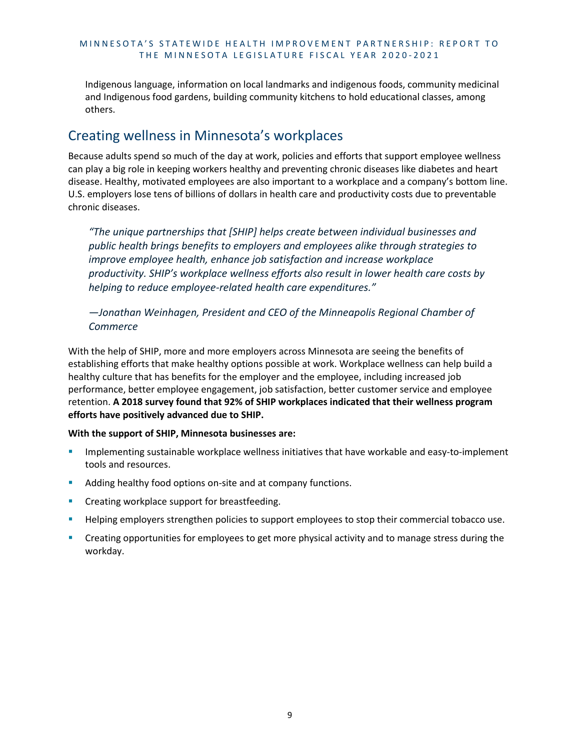Indigenous language, information on local landmarks and indigenous foods, community medicinal and Indigenous food gardens, building community kitchens to hold educational classes, among others.

## Creating wellness in Minnesota's workplaces

Because adults spend so much of the day at work, policies and efforts that support employee wellness can play a big role in keeping workers healthy and preventing chronic diseases like diabetes and heart disease. Healthy, motivated employees are also important to a workplace and a company's bottom line. U.S. employers lose tens of billions of dollars in health care and productivity costs due to preventable chronic diseases.

> *"The unique partnerships that [SHIP] helps create between individual businesses and public health brings benefits to employers and employees alike through strategies to improve employee health, enhance job satisfaction and increase workplace productivity. SHIP's workplace wellness efforts also result in lower health care costs by helping to reduce employee-related health care expenditures."*
>
> *—Jonathan Weinhagen, President and CEO of the Minneapolis Regional Chamber of Commerce*

With the help of SHIP, more and more employers across Minnesota are seeing the benefits of establishing efforts that make healthy options possible at work. Workplace wellness can help build a healthy culture that has benefits for the employer and the employee, including increased job performance, better employee engagement, job satisfaction, better customer service and employee retention. **A 2018 survey found that 92% of SHIP workplaces indicated that their wellness program efforts have positively advanced due to SHIP.**

**With the support of SHIP, Minnesota businesses are:**

- Implementing sustainable workplace wellness initiatives that have workable and easy-to-implement tools and resources.
- Adding healthy food options on-site and at company functions.
- Creating workplace support for breastfeeding.
- Helping employers strengthen policies to support employees to stop their commercial tobacco use.
- Creating opportunities for employees to get more physical activity and to manage stress during the workday.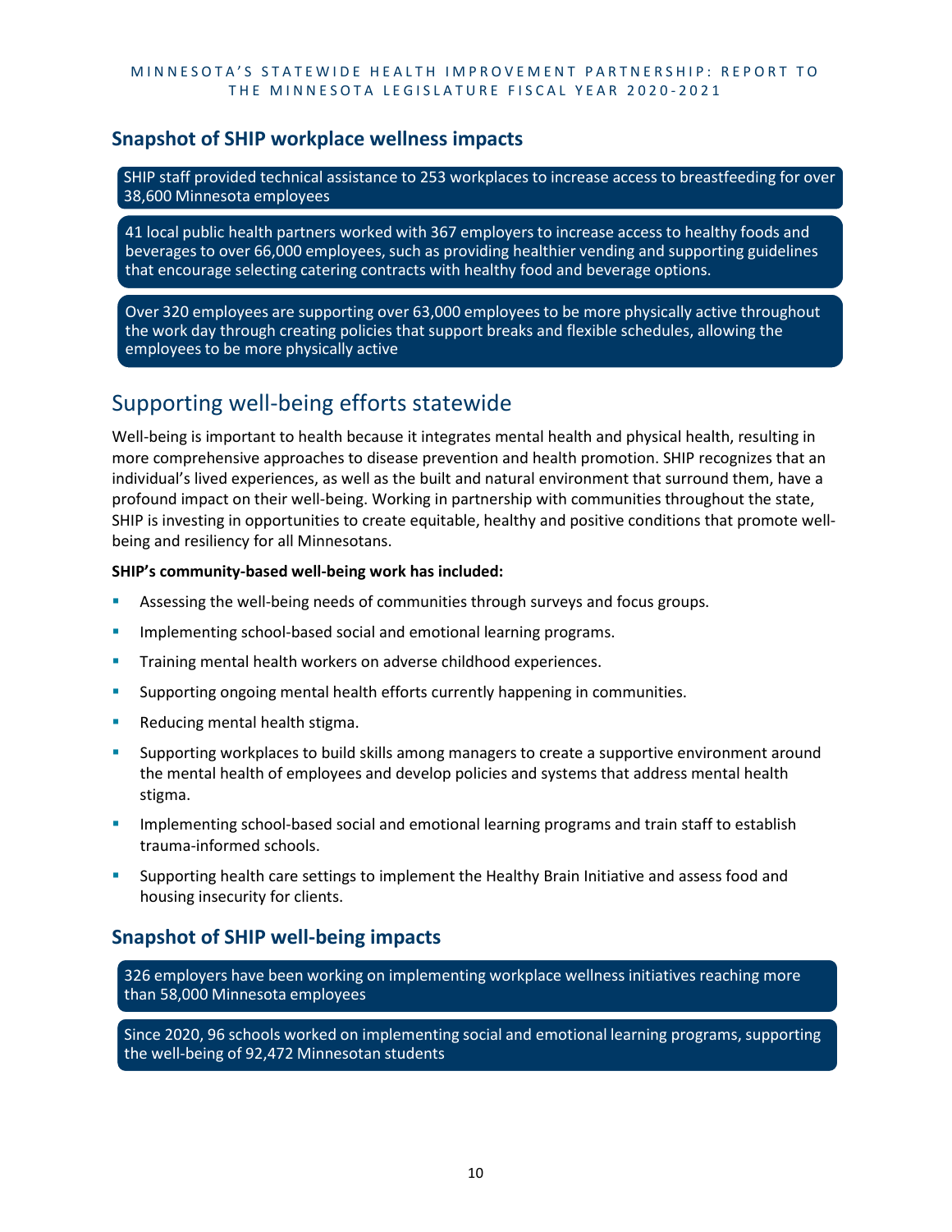### Snapshot of SHIP workplace wellness impacts

SHIP staff provided technical assistance to 253 workplaces to increase access to breastfeeding for over 38,600 Minnesota employees

41 local public health partners worked with 367 employers to increase access to healthy foods and beverages to over 66,000 employees, such as providing healthier vending and supporting guidelines that encourage selecting catering contracts with healthy food and beverage options.

Over 320 employees are supporting over 63,000 employees to be more physically active throughout the work day through creating policies that support breaks and flexible schedules, allowing the employees to be more physically active

## Supporting well-being efforts statewide

Well-being is important to health because it integrates mental health and physical health, resulting in more comprehensive approaches to disease prevention and health promotion. SHIP recognizes that an individual's lived experiences, as well as the built and natural environment that surround them, have a profound impact on their well-being. Working in partnership with communities throughout the state, SHIP is investing in opportunities to create equitable, healthy and positive conditions that promote well-being and resiliency for all Minnesotans.

**SHIP's community-based well-being work has included:**

- Assessing the well-being needs of communities through surveys and focus groups.
- Implementing school-based social and emotional learning programs.
- Training mental health workers on adverse childhood experiences.
- Supporting ongoing mental health efforts currently happening in communities.
- Reducing mental health stigma.
- Supporting workplaces to build skills among managers to create a supportive environment around the mental health of employees and develop policies and systems that address mental health stigma.
- Implementing school-based social and emotional learning programs and train staff to establish trauma-informed schools.
- Supporting health care settings to implement the Healthy Brain Initiative and assess food and housing insecurity for clients.

### Snapshot of SHIP well-being impacts

326 employers have been working on implementing workplace wellness initiatives reaching more than 58,000 Minnesota employees

Since 2020, 96 schools worked on implementing social and emotional learning programs, supporting the well-being of 92,472 Minnesotan students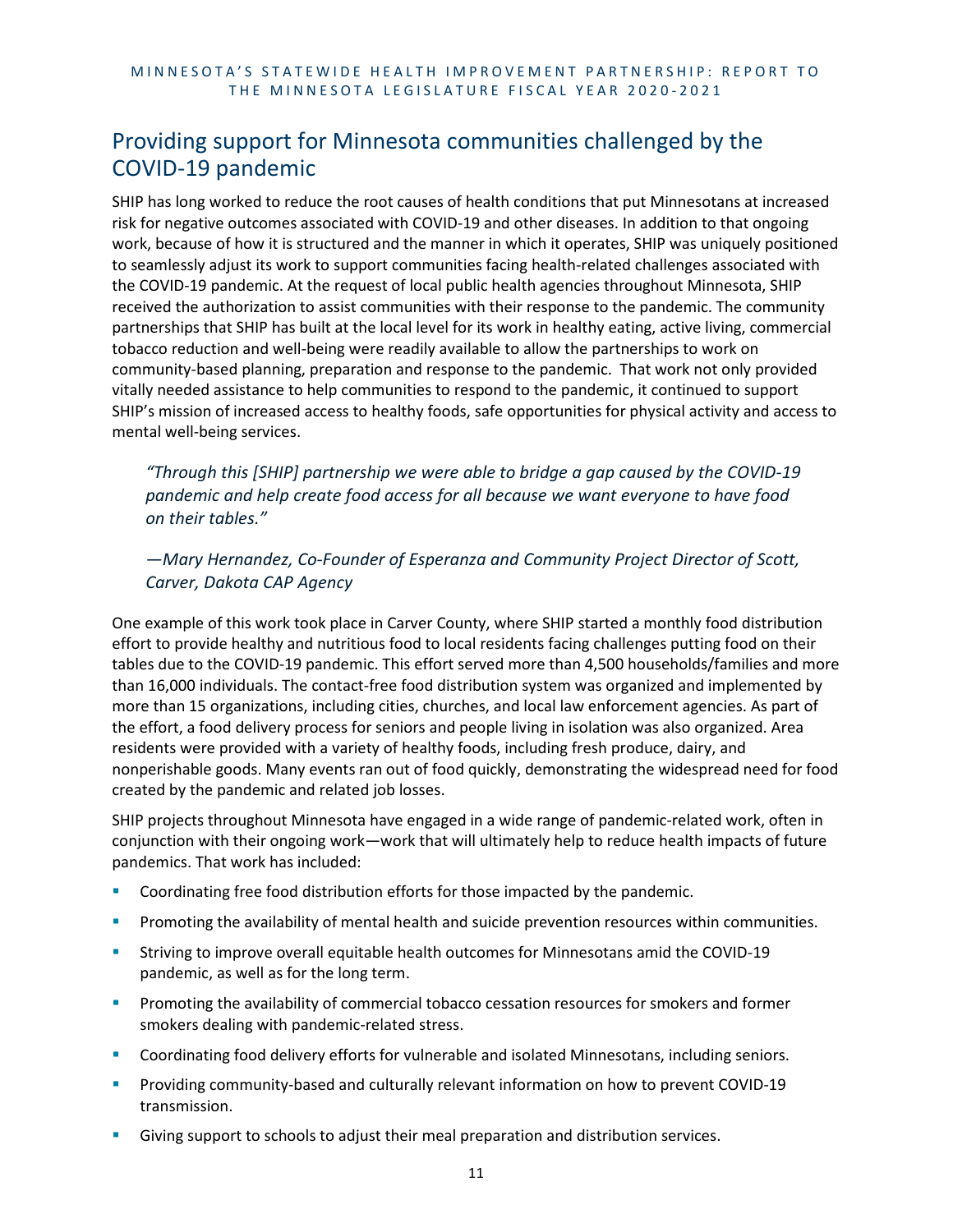## Providing support for Minnesota communities challenged by the COVID-19 pandemic

SHIP has long worked to reduce the root causes of health conditions that put Minnesotans at increased risk for negative outcomes associated with COVID-19 and other diseases. In addition to that ongoing work, because of how it is structured and the manner in which it operates, SHIP was uniquely positioned to seamlessly adjust its work to support communities facing health-related challenges associated with the COVID-19 pandemic. At the request of local public health agencies throughout Minnesota, SHIP received the authorization to assist communities with their response to the pandemic. The community partnerships that SHIP has built at the local level for its work in healthy eating, active living, commercial tobacco reduction and well-being were readily available to allow the partnerships to work on community-based planning, preparation and response to the pandemic. That work not only provided vitally needed assistance to help communities to respond to the pandemic, it continued to support SHIP's mission of increased access to healthy foods, safe opportunities for physical activity and access to mental well-being services.

> *"Through this [SHIP] partnership we were able to bridge a gap caused by the COVID-19 pandemic and help create food access for all because we want everyone to have food on their tables."*
>
> *—Mary Hernandez, Co-Founder of Esperanza and Community Project Director of Scott, Carver, Dakota CAP Agency*

One example of this work took place in Carver County, where SHIP started a monthly food distribution effort to provide healthy and nutritious food to local residents facing challenges putting food on their tables due to the COVID-19 pandemic. This effort served more than 4,500 households/families and more than 16,000 individuals. The contact-free food distribution system was organized and implemented by more than 15 organizations, including cities, churches, and local law enforcement agencies. As part of the effort, a food delivery process for seniors and people living in isolation was also organized. Area residents were provided with a variety of healthy foods, including fresh produce, dairy, and nonperishable goods. Many events ran out of food quickly, demonstrating the widespread need for food created by the pandemic and related job losses.

SHIP projects throughout Minnesota have engaged in a wide range of pandemic-related work, often in conjunction with their ongoing work—work that will ultimately help to reduce health impacts of future pandemics. That work has included:

- Coordinating free food distribution efforts for those impacted by the pandemic.
- Promoting the availability of mental health and suicide prevention resources within communities.
- Striving to improve overall equitable health outcomes for Minnesotans amid the COVID-19 pandemic, as well as for the long term.
- Promoting the availability of commercial tobacco cessation resources for smokers and former smokers dealing with pandemic-related stress.
- Coordinating food delivery efforts for vulnerable and isolated Minnesotans, including seniors.
- Providing community-based and culturally relevant information on how to prevent COVID-19 transmission.
- Giving support to schools to adjust their meal preparation and distribution services.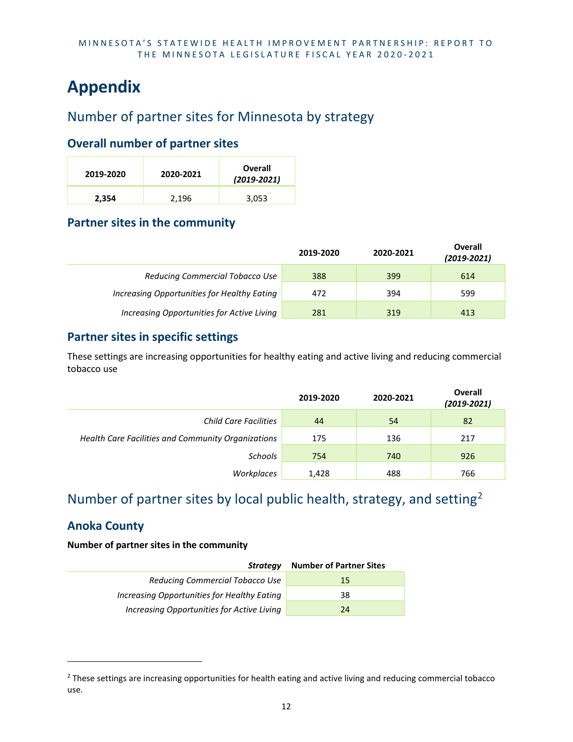# Appendix

## Number of partner sites for Minnesota by strategy

### Overall number of partner sites

| 2019-2020 | 2020-2021 | Overall *(2019-2021)* |
|---|---|---|
| **2,354** | 2,196 | 3,053 |

### Partner sites in the community

| | 2019-2020 | 2020-2021 | Overall *(2019-2021)* |
|---|---|---|---|
| *Reducing Commercial Tobacco Use* | 388 | 399 | 614 |
| *Increasing Opportunities for Healthy Eating* | 472 | 394 | 599 |
| *Increasing Opportunities for Active Living* | 281 | 319 | 413 |

### Partner sites in specific settings

These settings are increasing opportunities for healthy eating and active living and reducing commercial tobacco use

| | 2019-2020 | 2020-2021 | Overall *(2019-2021)* |
|---|---|---|---|
| *Child Care Facilities* | 44 | 54 | 82 |
| *Health Care Facilities and Community Organizations* | 175 | 136 | 217 |
| *Schools* | 754 | 740 | 926 |
| *Workplaces* | 1,428 | 488 | 766 |

## Number of partner sites by local public health, strategy, and setting[2]

### Anoka County

**Number of partner sites in the community**

| ***Strategy*** | **Number of Partner Sites** |
|---|---|
| *Reducing Commercial Tobacco Use* | 15 |
| *Increasing Opportunities for Healthy Eating* | 38 |
| *Increasing Opportunities for Active Living* | 24 |

[2] These settings are increasing opportunities for health eating and active living and reducing commercial tobacco use.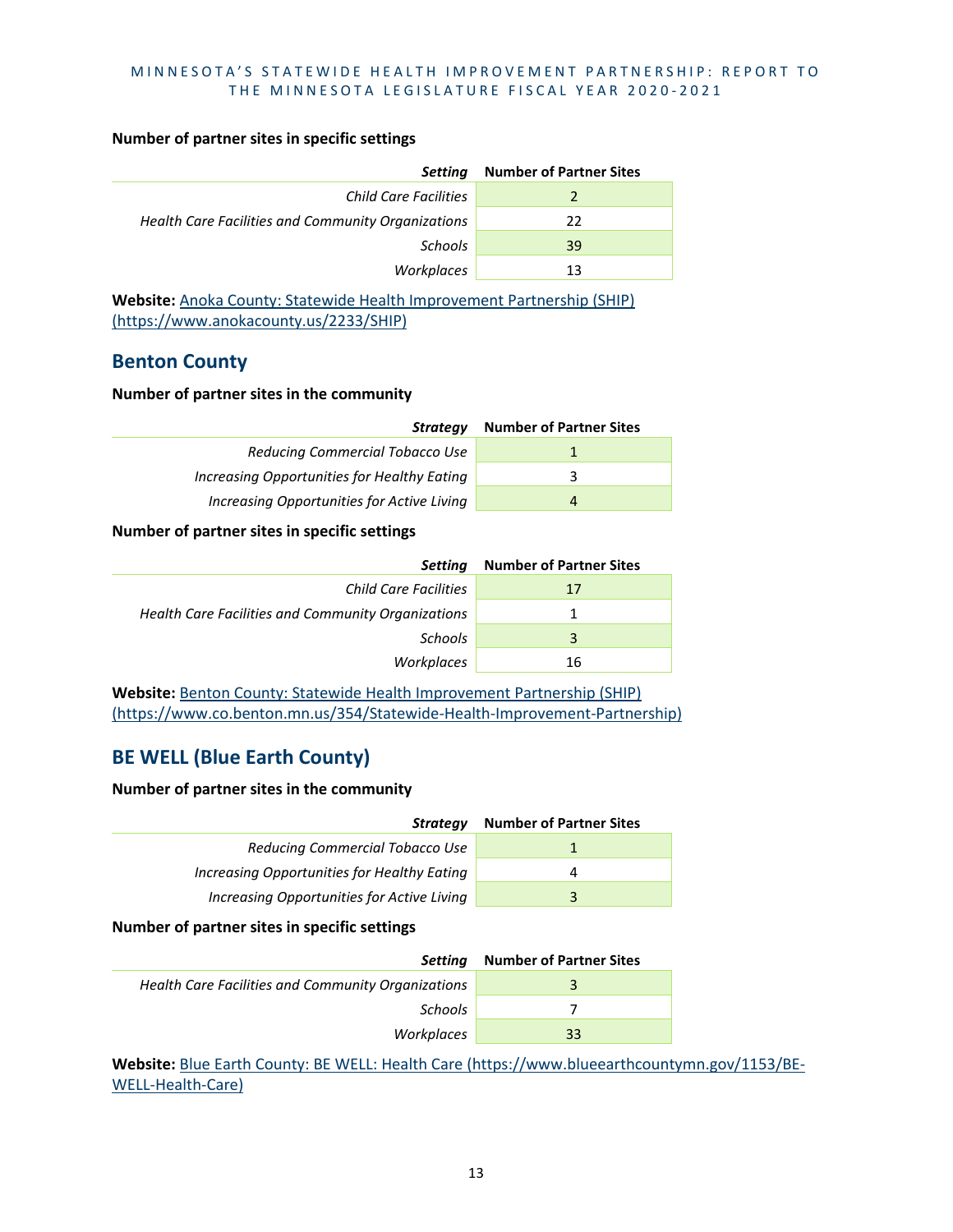**Number of partner sites in specific settings**

| *Setting* | Number of Partner Sites |
| --- | --- |
| *Child Care Facilities* | 2 |
| *Health Care Facilities and Community Organizations* | 22 |
| *Schools* | 39 |
| *Workplaces* | 13 |

**Website:** [Anoka County: Statewide Health Improvement Partnership (SHIP) (https://www.anokacounty.us/2233/SHIP)](https://www.anokacounty.us/2233/SHIP)

## Benton County

**Number of partner sites in the community**

| *Strategy* | Number of Partner Sites |
| --- | --- |
| *Reducing Commercial Tobacco Use* | 1 |
| *Increasing Opportunities for Healthy Eating* | 3 |
| *Increasing Opportunities for Active Living* | 4 |

**Number of partner sites in specific settings**

| *Setting* | Number of Partner Sites |
| --- | --- |
| *Child Care Facilities* | 17 |
| *Health Care Facilities and Community Organizations* | 1 |
| *Schools* | 3 |
| *Workplaces* | 16 |

**Website:** [Benton County: Statewide Health Improvement Partnership (SHIP) (https://www.co.benton.mn.us/354/Statewide-Health-Improvement-Partnership)](https://www.co.benton.mn.us/354/Statewide-Health-Improvement-Partnership)

## BE WELL (Blue Earth County)

**Number of partner sites in the community**

| *Strategy* | Number of Partner Sites |
| --- | --- |
| *Reducing Commercial Tobacco Use* | 1 |
| *Increasing Opportunities for Healthy Eating* | 4 |
| *Increasing Opportunities for Active Living* | 3 |

**Number of partner sites in specific settings**

| *Setting* | Number of Partner Sites |
| --- | --- |
| *Health Care Facilities and Community Organizations* | 3 |
| *Schools* | 7 |
| *Workplaces* | 33 |

**Website:** [Blue Earth County: BE WELL: Health Care (https://www.blueearthcountymn.gov/1153/BE-WELL-Health-Care)](https://www.blueearthcountymn.gov/1153/BE-WELL-Health-Care)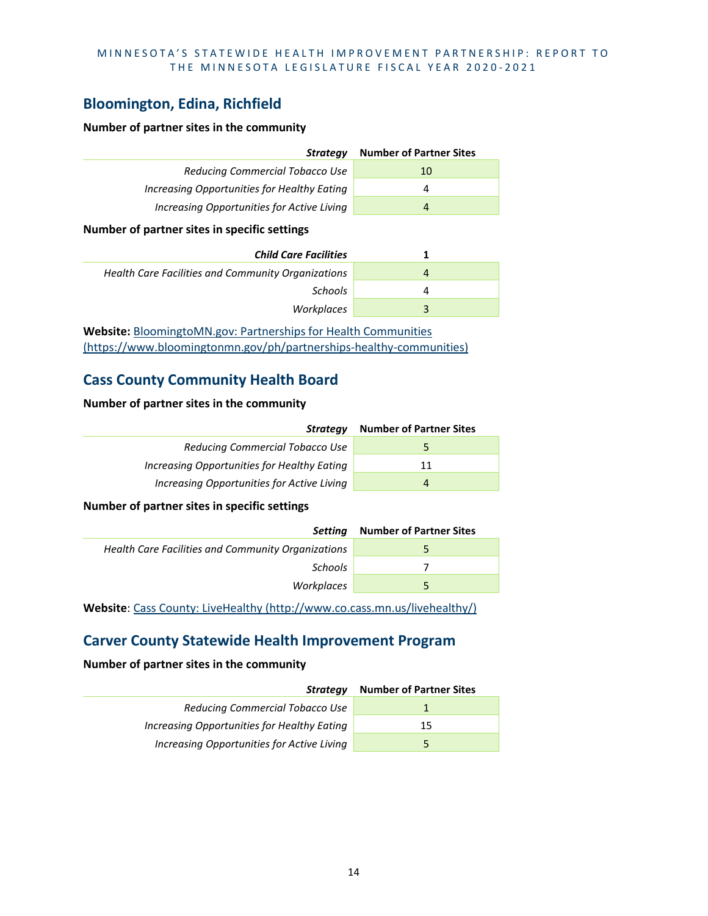## Bloomington, Edina, Richfield

**Number of partner sites in the community**

| *Strategy* | Number of Partner Sites |
|---|---|
| *Reducing Commercial Tobacco Use* | 10 |
| *Increasing Opportunities for Healthy Eating* | 4 |
| *Increasing Opportunities for Active Living* | 4 |

**Number of partner sites in specific settings**

| *Child Care Facilities* | 1 |
|---|---|
| *Health Care Facilities and Community Organizations* | 4 |
| *Schools* | 4 |
| *Workplaces* | 3 |

**Website:** [BloomingtoMN.gov: Partnerships for Health Communities (https://www.bloomingtonmn.gov/ph/partnerships-healthy-communities)](https://www.bloomingtonmn.gov/ph/partnerships-healthy-communities)

## Cass County Community Health Board

**Number of partner sites in the community**

| *Strategy* | Number of Partner Sites |
|---|---|
| *Reducing Commercial Tobacco Use* | 5 |
| *Increasing Opportunities for Healthy Eating* | 11 |
| *Increasing Opportunities for Active Living* | 4 |

**Number of partner sites in specific settings**

| *Setting* | Number of Partner Sites |
|---|---|
| *Health Care Facilities and Community Organizations* | 5 |
| *Schools* | 7 |
| *Workplaces* | 5 |

**Website**: [Cass County: LiveHealthy (http://www.co.cass.mn.us/livehealthy/)](http://www.co.cass.mn.us/livehealthy/)

## Carver County Statewide Health Improvement Program

**Number of partner sites in the community**

| *Strategy* | Number of Partner Sites |
|---|---|
| *Reducing Commercial Tobacco Use* | 1 |
| *Increasing Opportunities for Healthy Eating* | 15 |
| *Increasing Opportunities for Active Living* | 5 |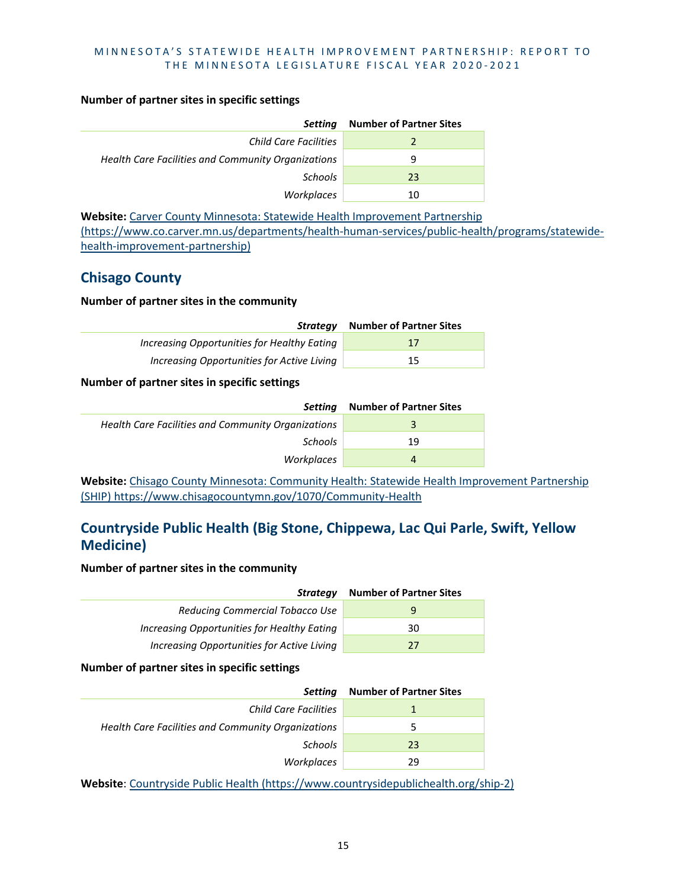**Number of partner sites in specific settings**

| *Setting* | Number of Partner Sites |
|---|---|
| *Child Care Facilities* | 2 |
| *Health Care Facilities and Community Organizations* | 9 |
| *Schools* | 23 |
| *Workplaces* | 10 |

**Website:** [Carver County Minnesota: Statewide Health Improvement Partnership (https://www.co.carver.mn.us/departments/health-human-services/public-health/programs/statewide-health-improvement-partnership)](https://www.co.carver.mn.us/departments/health-human-services/public-health/programs/statewide-health-improvement-partnership)

## Chisago County

**Number of partner sites in the community**

| *Strategy* | Number of Partner Sites |
|---|---|
| *Increasing Opportunities for Healthy Eating* | 17 |
| *Increasing Opportunities for Active Living* | 15 |

**Number of partner sites in specific settings**

| *Setting* | Number of Partner Sites |
|---|---|
| *Health Care Facilities and Community Organizations* | 3 |
| *Schools* | 19 |
| *Workplaces* | 4 |

**Website:** [Chisago County Minnesota: Community Health: Statewide Health Improvement Partnership (SHIP) https://www.chisagocountymn.gov/1070/Community-Health](https://www.chisagocountymn.gov/1070/Community-Health)

## Countryside Public Health (Big Stone, Chippewa, Lac Qui Parle, Swift, Yellow Medicine)

**Number of partner sites in the community**

| *Strategy* | Number of Partner Sites |
|---|---|
| *Reducing Commercial Tobacco Use* | 9 |
| *Increasing Opportunities for Healthy Eating* | 30 |
| *Increasing Opportunities for Active Living* | 27 |

**Number of partner sites in specific settings**

| *Setting* | Number of Partner Sites |
|---|---|
| *Child Care Facilities* | 1 |
| *Health Care Facilities and Community Organizations* | 5 |
| *Schools* | 23 |
| *Workplaces* | 29 |

**Website**: [Countryside Public Health (https://www.countrysidepublichealth.org/ship-2)](https://www.countrysidepublichealth.org/ship-2)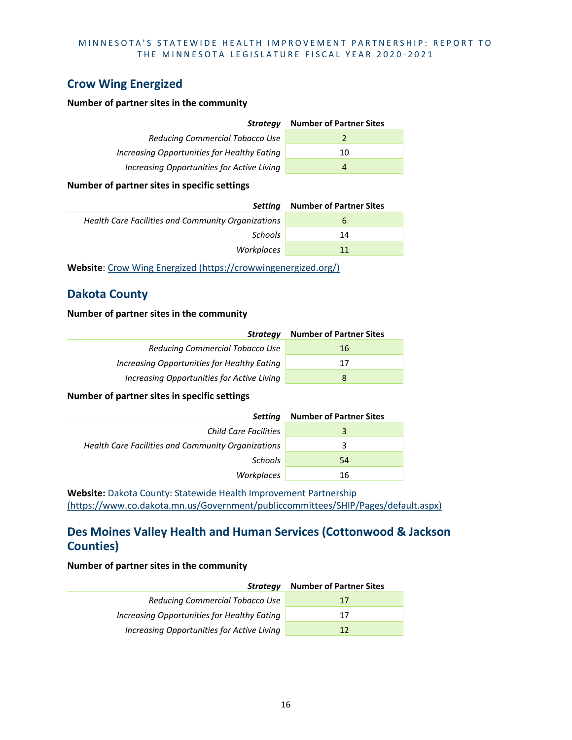## Crow Wing Energized

**Number of partner sites in the community**

| *Strategy* | Number of Partner Sites |
|---|---|
| *Reducing Commercial Tobacco Use* | 2 |
| *Increasing Opportunities for Healthy Eating* | 10 |
| *Increasing Opportunities for Active Living* | 4 |

**Number of partner sites in specific settings**

| *Setting* | Number of Partner Sites |
|---|---|
| *Health Care Facilities and Community Organizations* | 6 |
| *Schools* | 14 |
| *Workplaces* | 11 |

**Website**: [Crow Wing Energized (https://crowwingenergized.org/)](https://crowwingenergized.org/)

## Dakota County

**Number of partner sites in the community**

| *Strategy* | Number of Partner Sites |
|---|---|
| *Reducing Commercial Tobacco Use* | 16 |
| *Increasing Opportunities for Healthy Eating* | 17 |
| *Increasing Opportunities for Active Living* | 8 |

**Number of partner sites in specific settings**

| *Setting* | Number of Partner Sites |
|---|---|
| *Child Care Facilities* | 3 |
| *Health Care Facilities and Community Organizations* | 3 |
| *Schools* | 54 |
| *Workplaces* | 16 |

**Website:** [Dakota County: Statewide Health Improvement Partnership (https://www.co.dakota.mn.us/Government/publiccommittees/SHIP/Pages/default.aspx)](https://www.co.dakota.mn.us/Government/publiccommittees/SHIP/Pages/default.aspx)

## Des Moines Valley Health and Human Services (Cottonwood & Jackson Counties)

**Number of partner sites in the community**

| *Strategy* | Number of Partner Sites |
|---|---|
| *Reducing Commercial Tobacco Use* | 17 |
| *Increasing Opportunities for Healthy Eating* | 17 |
| *Increasing Opportunities for Active Living* | 12 |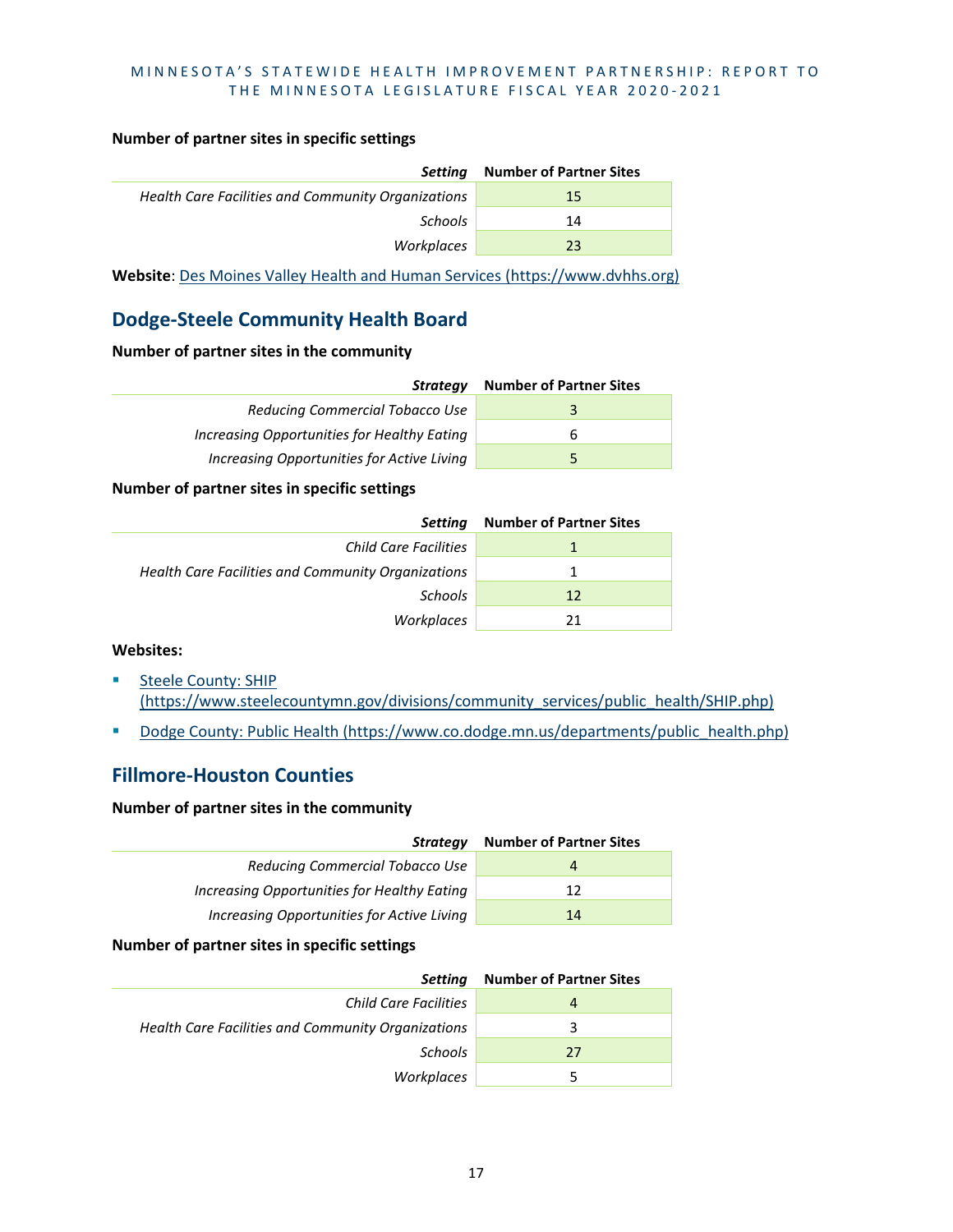**Number of partner sites in specific settings**

| *Setting* | Number of Partner Sites |
|---|---|
| *Health Care Facilities and Community Organizations* | 15 |
| *Schools* | 14 |
| *Workplaces* | 23 |

**Website**: [Des Moines Valley Health and Human Services (https://www.dvhhs.org)](https://www.dvhhs.org)

## Dodge-Steele Community Health Board

**Number of partner sites in the community**

| *Strategy* | Number of Partner Sites |
|---|---|
| *Reducing Commercial Tobacco Use* | 3 |
| *Increasing Opportunities for Healthy Eating* | 6 |
| *Increasing Opportunities for Active Living* | 5 |

**Number of partner sites in specific settings**

| *Setting* | Number of Partner Sites |
|---|---|
| *Child Care Facilities* | 1 |
| *Health Care Facilities and Community Organizations* | 1 |
| *Schools* | 12 |
| *Workplaces* | 21 |

**Websites:**

- [Steele County: SHIP (https://www.steelecountymn.gov/divisions/community_services/public_health/SHIP.php)](https://www.steelecountymn.gov/divisions/community_services/public_health/SHIP.php)
- [Dodge County: Public Health (https://www.co.dodge.mn.us/departments/public_health.php)](https://www.co.dodge.mn.us/departments/public_health.php)

## Fillmore-Houston Counties

**Number of partner sites in the community**

| *Strategy* | Number of Partner Sites |
|---|---|
| *Reducing Commercial Tobacco Use* | 4 |
| *Increasing Opportunities for Healthy Eating* | 12 |
| *Increasing Opportunities for Active Living* | 14 |

**Number of partner sites in specific settings**

| *Setting* | Number of Partner Sites |
|---|---|
| *Child Care Facilities* | 4 |
| *Health Care Facilities and Community Organizations* | 3 |
| *Schools* | 27 |
| *Workplaces* | 5 |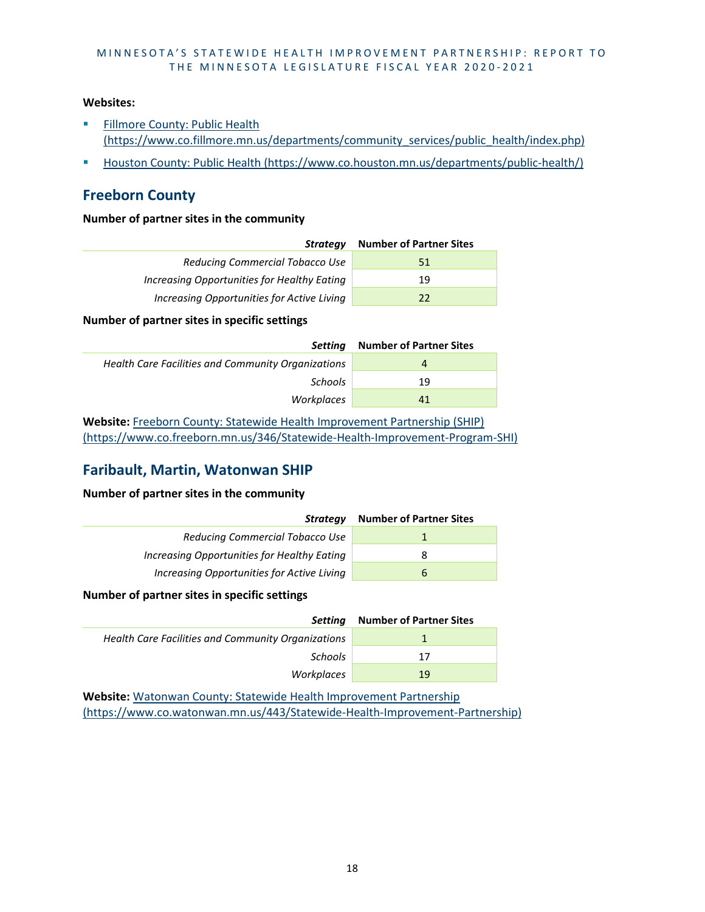**Websites:**

- [Fillmore County: Public Health (https://www.co.fillmore.mn.us/departments/community_services/public_health/index.php)](https://www.co.fillmore.mn.us/departments/community_services/public_health/index.php)
- [Houston County: Public Health (https://www.co.houston.mn.us/departments/public-health/)](https://www.co.houston.mn.us/departments/public-health/)

## Freeborn County

**Number of partner sites in the community**

| *Strategy* | Number of Partner Sites |
|---|---|
| *Reducing Commercial Tobacco Use* | 51 |
| *Increasing Opportunities for Healthy Eating* | 19 |
| *Increasing Opportunities for Active Living* | 22 |

**Number of partner sites in specific settings**

| *Setting* | Number of Partner Sites |
|---|---|
| *Health Care Facilities and Community Organizations* | 4 |
| *Schools* | 19 |
| *Workplaces* | 41 |

**Website:** [Freeborn County: Statewide Health Improvement Partnership (SHIP) (https://www.co.freeborn.mn.us/346/Statewide-Health-Improvement-Program-SHI)](https://www.co.freeborn.mn.us/346/Statewide-Health-Improvement-Program-SHI)

## Faribault, Martin, Watonwan SHIP

**Number of partner sites in the community**

| *Strategy* | Number of Partner Sites |
|---|---|
| *Reducing Commercial Tobacco Use* | 1 |
| *Increasing Opportunities for Healthy Eating* | 8 |
| *Increasing Opportunities for Active Living* | 6 |

**Number of partner sites in specific settings**

| *Setting* | Number of Partner Sites |
|---|---|
| *Health Care Facilities and Community Organizations* | 1 |
| *Schools* | 17 |
| *Workplaces* | 19 |

**Website:** [Watonwan County: Statewide Health Improvement Partnership (https://www.co.watonwan.mn.us/443/Statewide-Health-Improvement-Partnership)](https://www.co.watonwan.mn.us/443/Statewide-Health-Improvement-Partnership)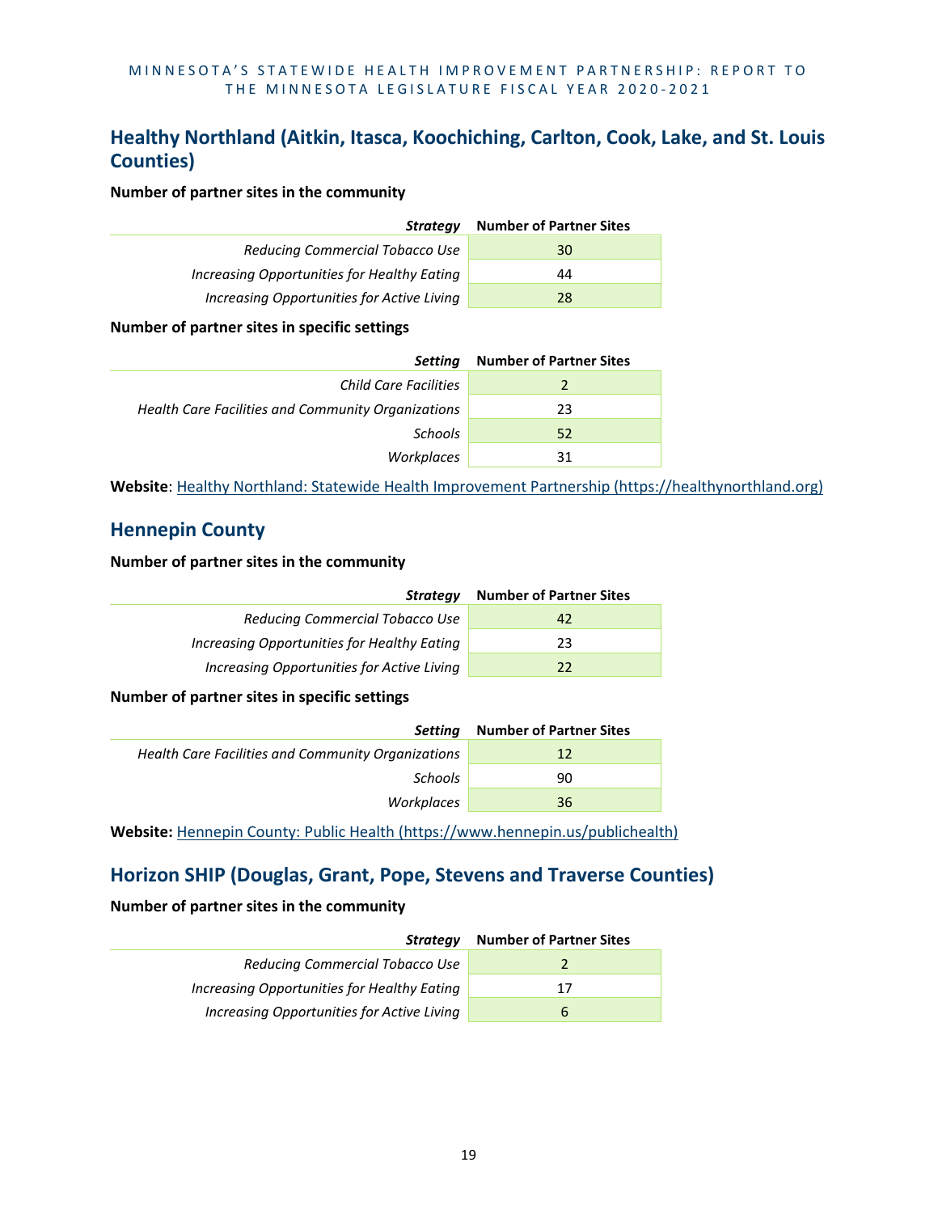## Healthy Northland (Aitkin, Itasca, Koochiching, Carlton, Cook, Lake, and St. Louis Counties)

**Number of partner sites in the community**

| *Strategy* | Number of Partner Sites |
|---|---|
| *Reducing Commercial Tobacco Use* | 30 |
| *Increasing Opportunities for Healthy Eating* | 44 |
| *Increasing Opportunities for Active Living* | 28 |

**Number of partner sites in specific settings**

| *Setting* | Number of Partner Sites |
|---|---|
| *Child Care Facilities* | 2 |
| *Health Care Facilities and Community Organizations* | 23 |
| *Schools* | 52 |
| *Workplaces* | 31 |

**Website**: [Healthy Northland: Statewide Health Improvement Partnership (https://healthynorthland.org)](https://healthynorthland.org)

## Hennepin County

**Number of partner sites in the community**

| *Strategy* | Number of Partner Sites |
|---|---|
| *Reducing Commercial Tobacco Use* | 42 |
| *Increasing Opportunities for Healthy Eating* | 23 |
| *Increasing Opportunities for Active Living* | 22 |

**Number of partner sites in specific settings**

| *Setting* | Number of Partner Sites |
|---|---|
| *Health Care Facilities and Community Organizations* | 12 |
| *Schools* | 90 |
| *Workplaces* | 36 |

**Website:** [Hennepin County: Public Health (https://www.hennepin.us/publichealth)](https://www.hennepin.us/publichealth)

## Horizon SHIP (Douglas, Grant, Pope, Stevens and Traverse Counties)

**Number of partner sites in the community**

| *Strategy* | Number of Partner Sites |
|---|---|
| *Reducing Commercial Tobacco Use* | 2 |
| *Increasing Opportunities for Healthy Eating* | 17 |
| *Increasing Opportunities for Active Living* | 6 |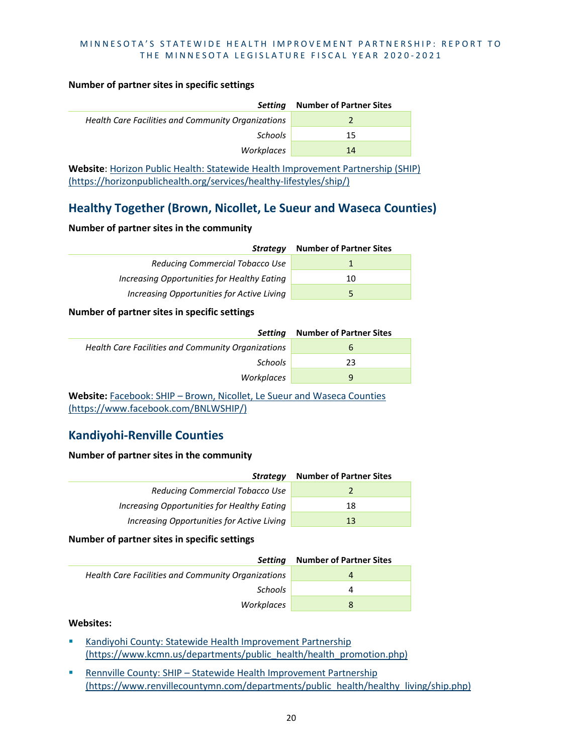**Number of partner sites in specific settings**

| *Setting* | Number of Partner Sites |
|---|---|
| *Health Care Facilities and Community Organizations* | 2 |
| *Schools* | 15 |
| *Workplaces* | 14 |

**Website**: [Horizon Public Health: Statewide Health Improvement Partnership (SHIP) (https://horizonpublichealth.org/services/healthy-lifestyles/ship/)](https://horizonpublichealth.org/services/healthy-lifestyles/ship/)

## Healthy Together (Brown, Nicollet, Le Sueur and Waseca Counties)

**Number of partner sites in the community**

| *Strategy* | Number of Partner Sites |
|---|---|
| *Reducing Commercial Tobacco Use* | 1 |
| *Increasing Opportunities for Healthy Eating* | 10 |
| *Increasing Opportunities for Active Living* | 5 |

**Number of partner sites in specific settings**

| *Setting* | Number of Partner Sites |
|---|---|
| *Health Care Facilities and Community Organizations* | 6 |
| *Schools* | 23 |
| *Workplaces* | 9 |

**Website:** [Facebook: SHIP – Brown, Nicollet, Le Sueur and Waseca Counties (https://www.facebook.com/BNLWSHIP/)](https://www.facebook.com/BNLWSHIP/)

## Kandiyohi-Renville Counties

**Number of partner sites in the community**

| *Strategy* | Number of Partner Sites |
|---|---|
| *Reducing Commercial Tobacco Use* | 2 |
| *Increasing Opportunities for Healthy Eating* | 18 |
| *Increasing Opportunities for Active Living* | 13 |

**Number of partner sites in specific settings**

| *Setting* | Number of Partner Sites |
|---|---|
| *Health Care Facilities and Community Organizations* | 4 |
| *Schools* | 4 |
| *Workplaces* | 8 |

**Websites:**

- [Kandiyohi County: Statewide Health Improvement Partnership (https://www.kcmn.us/departments/public_health/health_promotion.php)](https://www.kcmn.us/departments/public_health/health_promotion.php)
- [Rennville County: SHIP – Statewide Health Improvement Partnership (https://www.renvillecountymn.com/departments/public_health/healthy_living/ship.php)](https://www.renvillecountymn.com/departments/public_health/healthy_living/ship.php)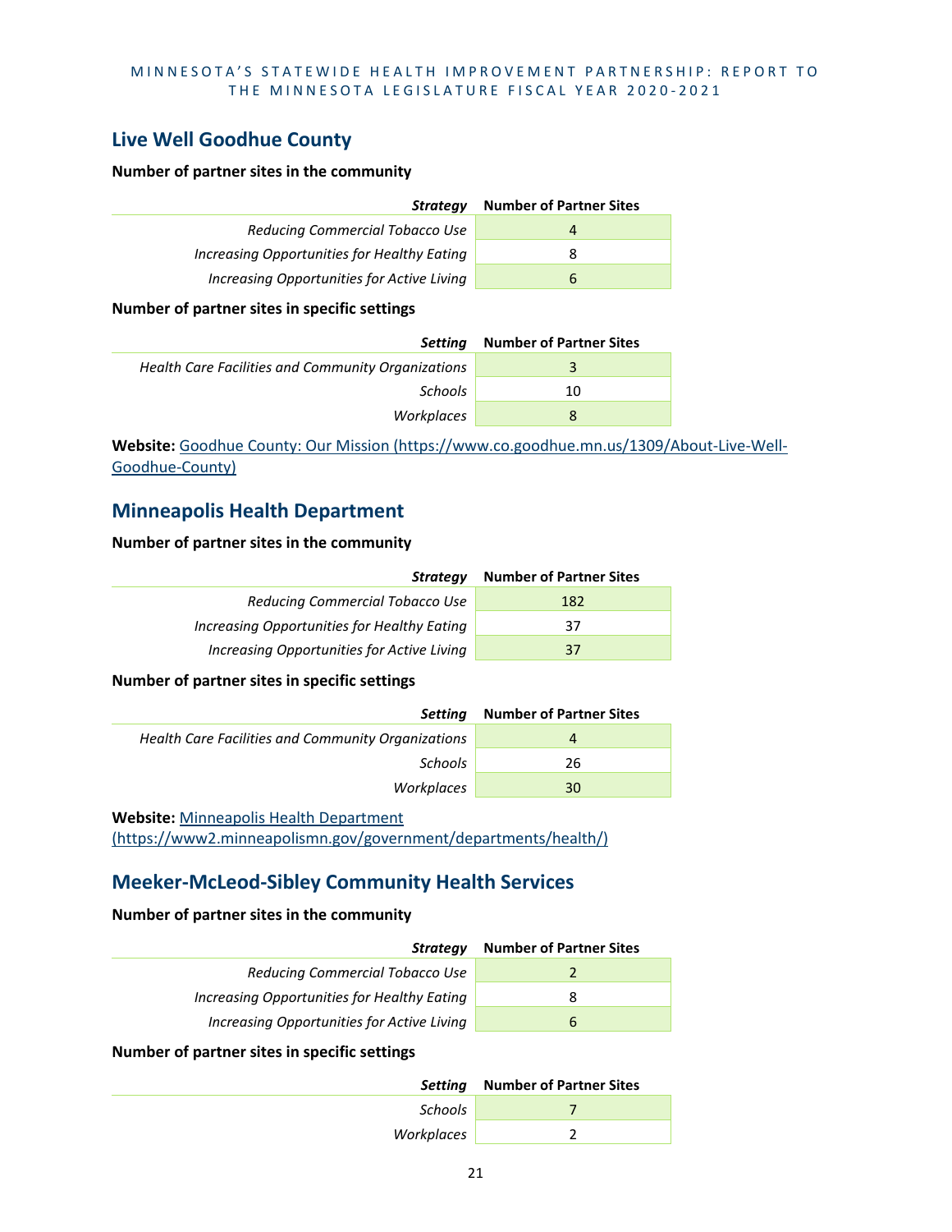## Live Well Goodhue County

**Number of partner sites in the community**

| *Strategy* | Number of Partner Sites |
|---|---|
| *Reducing Commercial Tobacco Use* | 4 |
| *Increasing Opportunities for Healthy Eating* | 8 |
| *Increasing Opportunities for Active Living* | 6 |

**Number of partner sites in specific settings**

| *Setting* | Number of Partner Sites |
|---|---|
| *Health Care Facilities and Community Organizations* | 3 |
| *Schools* | 10 |
| *Workplaces* | 8 |

**Website:** [Goodhue County: Our Mission (https://www.co.goodhue.mn.us/1309/About-Live-Well-Goodhue-County)](https://www.co.goodhue.mn.us/1309/About-Live-Well-Goodhue-County)

## Minneapolis Health Department

**Number of partner sites in the community**

| *Strategy* | Number of Partner Sites |
|---|---|
| *Reducing Commercial Tobacco Use* | 182 |
| *Increasing Opportunities for Healthy Eating* | 37 |
| *Increasing Opportunities for Active Living* | 37 |

**Number of partner sites in specific settings**

| *Setting* | Number of Partner Sites |
|---|---|
| *Health Care Facilities and Community Organizations* | 4 |
| *Schools* | 26 |
| *Workplaces* | 30 |

**Website:** [Minneapolis Health Department (https://www2.minneapolismn.gov/government/departments/health/)](https://www2.minneapolismn.gov/government/departments/health/)

## Meeker-McLeod-Sibley Community Health Services

**Number of partner sites in the community**

| *Strategy* | Number of Partner Sites |
|---|---|
| *Reducing Commercial Tobacco Use* | 2 |
| *Increasing Opportunities for Healthy Eating* | 8 |
| *Increasing Opportunities for Active Living* | 6 |

**Number of partner sites in specific settings**

| *Setting* | Number of Partner Sites |
|---|---|
| *Schools* | 7 |
| *Workplaces* | 2 |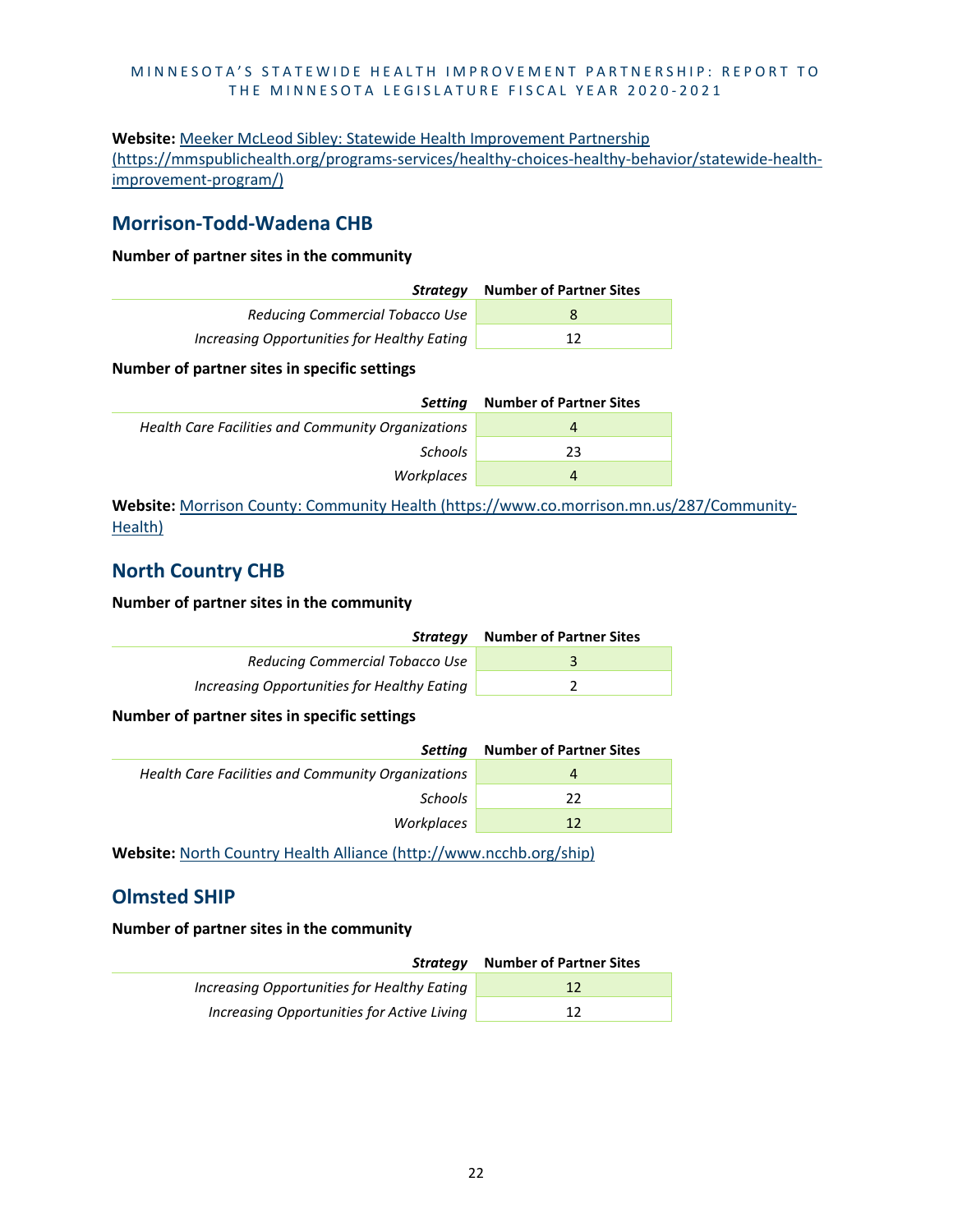**Website:** [Meeker McLeod Sibley: Statewide Health Improvement Partnership (https://mmspublichealth.org/programs-services/healthy-choices-healthy-behavior/statewide-health-improvement-program/)](https://mmspublichealth.org/programs-services/healthy-choices-healthy-behavior/statewide-health-improvement-program/)

## Morrison-Todd-Wadena CHB

**Number of partner sites in the community**

| *Strategy* | Number of Partner Sites |
|---|---|
| *Reducing Commercial Tobacco Use* | 8 |
| *Increasing Opportunities for Healthy Eating* | 12 |

**Number of partner sites in specific settings**

| *Setting* | Number of Partner Sites |
|---|---|
| *Health Care Facilities and Community Organizations* | 4 |
| *Schools* | 23 |
| *Workplaces* | 4 |

**Website:** [Morrison County: Community Health (https://www.co.morrison.mn.us/287/Community-Health)](https://www.co.morrison.mn.us/287/Community-Health)

## North Country CHB

**Number of partner sites in the community**

| *Strategy* | Number of Partner Sites |
|---|---|
| *Reducing Commercial Tobacco Use* | 3 |
| *Increasing Opportunities for Healthy Eating* | 2 |

**Number of partner sites in specific settings**

| *Setting* | Number of Partner Sites |
|---|---|
| *Health Care Facilities and Community Organizations* | 4 |
| *Schools* | 22 |
| *Workplaces* | 12 |

**Website:** [North Country Health Alliance (http://www.ncchb.org/ship)](http://www.ncchb.org/ship)

## Olmsted SHIP

**Number of partner sites in the community**

| *Strategy* | Number of Partner Sites |
|---|---|
| *Increasing Opportunities for Healthy Eating* | 12 |
| *Increasing Opportunities for Active Living* | 12 |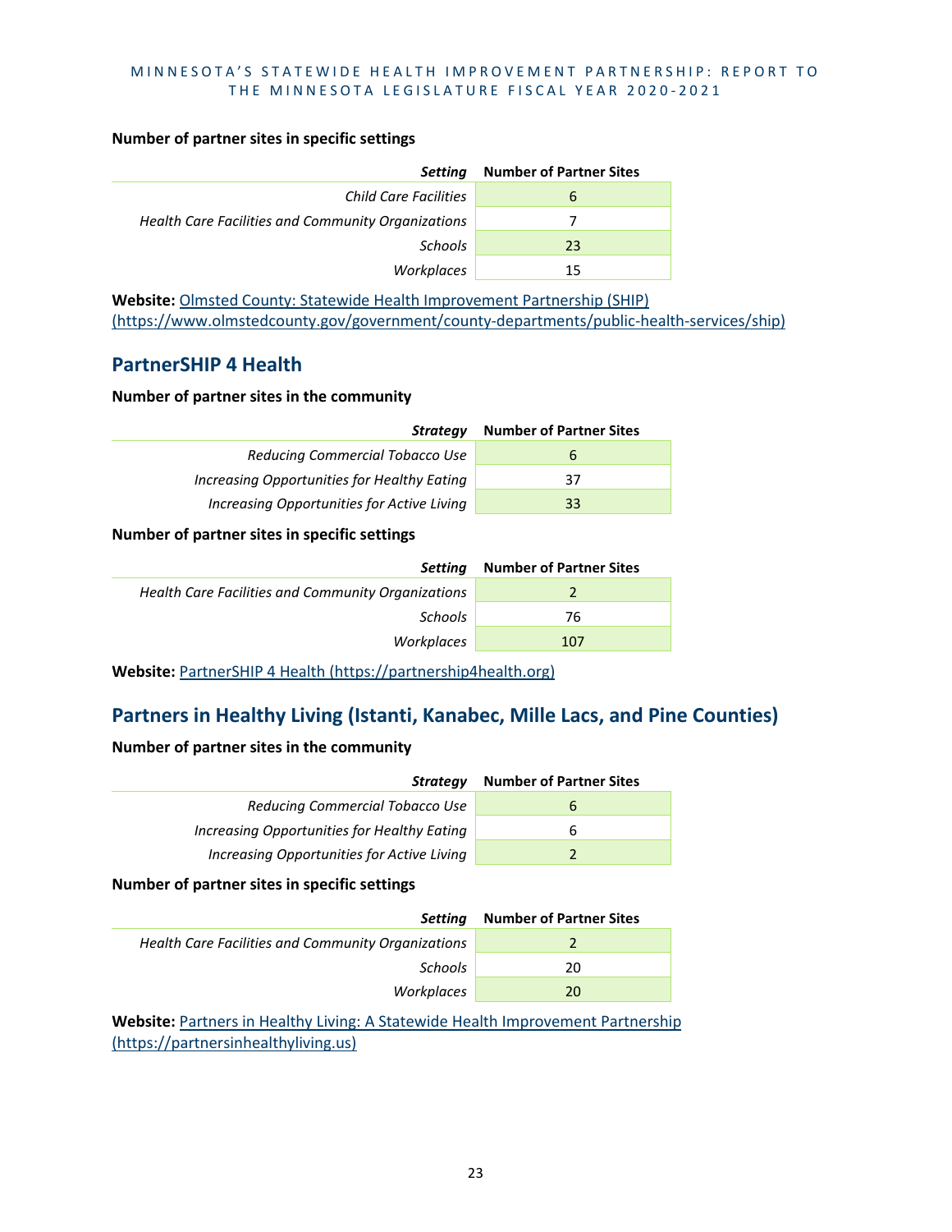**Number of partner sites in specific settings**

| *Setting* | Number of Partner Sites |
|---:|:---:|
| *Child Care Facilities* | 6 |
| *Health Care Facilities and Community Organizations* | 7 |
| *Schools* | 23 |
| *Workplaces* | 15 |

**Website:** Olmsted County: Statewide Health Improvement Partnership (SHIP) (https://www.olmstedcounty.gov/government/county-departments/public-health-services/ship)

## PartnerSHIP 4 Health

**Number of partner sites in the community**

| *Strategy* | Number of Partner Sites |
|---:|:---:|
| *Reducing Commercial Tobacco Use* | 6 |
| *Increasing Opportunities for Healthy Eating* | 37 |
| *Increasing Opportunities for Active Living* | 33 |

**Number of partner sites in specific settings**

| *Setting* | Number of Partner Sites |
|---:|:---:|
| *Health Care Facilities and Community Organizations* | 2 |
| *Schools* | 76 |
| *Workplaces* | 107 |

**Website:** PartnerSHIP 4 Health (https://partnership4health.org)

## Partners in Healthy Living (Istanti, Kanabec, Mille Lacs, and Pine Counties)

**Number of partner sites in the community**

| *Strategy* | Number of Partner Sites |
|---:|:---:|
| *Reducing Commercial Tobacco Use* | 6 |
| *Increasing Opportunities for Healthy Eating* | 6 |
| *Increasing Opportunities for Active Living* | 2 |

**Number of partner sites in specific settings**

| *Setting* | Number of Partner Sites |
|---:|:---:|
| *Health Care Facilities and Community Organizations* | 2 |
| *Schools* | 20 |
| *Workplaces* | 20 |

**Website:** Partners in Healthy Living: A Statewide Health Improvement Partnership (https://partnersinhealthyliving.us)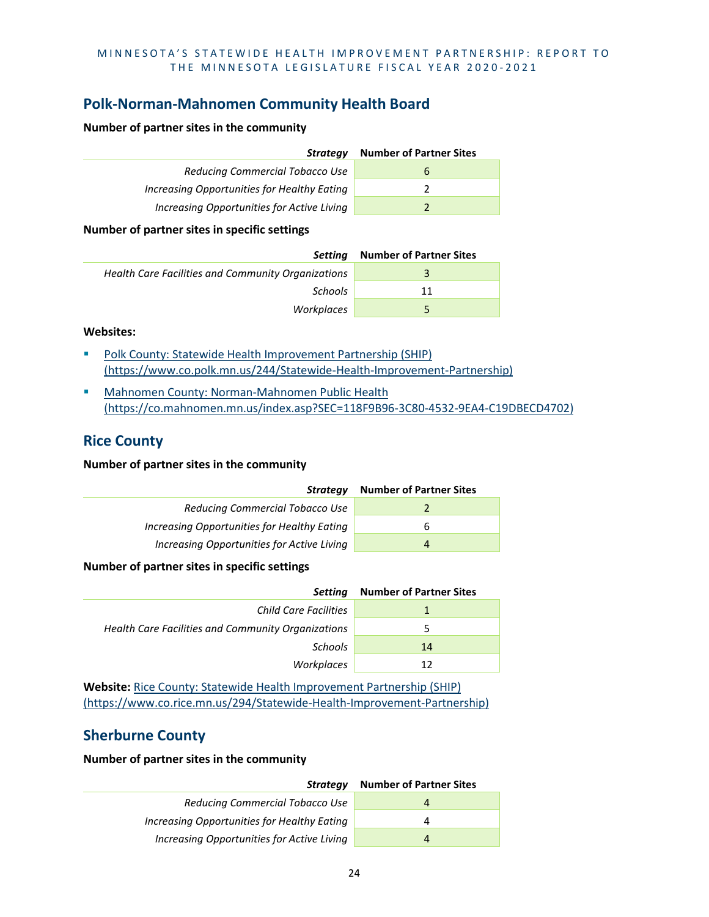## Polk-Norman-Mahnomen Community Health Board

**Number of partner sites in the community**

| *Strategy* | Number of Partner Sites |
|---|---|
| *Reducing Commercial Tobacco Use* | 6 |
| *Increasing Opportunities for Healthy Eating* | 2 |
| *Increasing Opportunities for Active Living* | 2 |

**Number of partner sites in specific settings**

| *Setting* | Number of Partner Sites |
|---|---|
| *Health Care Facilities and Community Organizations* | 3 |
| *Schools* | 11 |
| *Workplaces* | 5 |

**Websites:**

- Polk County: Statewide Health Improvement Partnership (SHIP) (https://www.co.polk.mn.us/244/Statewide-Health-Improvement-Partnership)
- Mahnomen County: Norman-Mahnomen Public Health (https://co.mahnomen.mn.us/index.asp?SEC=118F9B96-3C80-4532-9EA4-C19DBECD4702)

## Rice County

**Number of partner sites in the community**

| *Strategy* | Number of Partner Sites |
|---|---|
| *Reducing Commercial Tobacco Use* | 2 |
| *Increasing Opportunities for Healthy Eating* | 6 |
| *Increasing Opportunities for Active Living* | 4 |

**Number of partner sites in specific settings**

| *Setting* | Number of Partner Sites |
|---|---|
| *Child Care Facilities* | 1 |
| *Health Care Facilities and Community Organizations* | 5 |
| *Schools* | 14 |
| *Workplaces* | 12 |

**Website:** Rice County: Statewide Health Improvement Partnership (SHIP) (https://www.co.rice.mn.us/294/Statewide-Health-Improvement-Partnership)

## Sherburne County

**Number of partner sites in the community**

| *Strategy* | Number of Partner Sites |
|---|---|
| *Reducing Commercial Tobacco Use* | 4 |
| *Increasing Opportunities for Healthy Eating* | 4 |
| *Increasing Opportunities for Active Living* | 4 |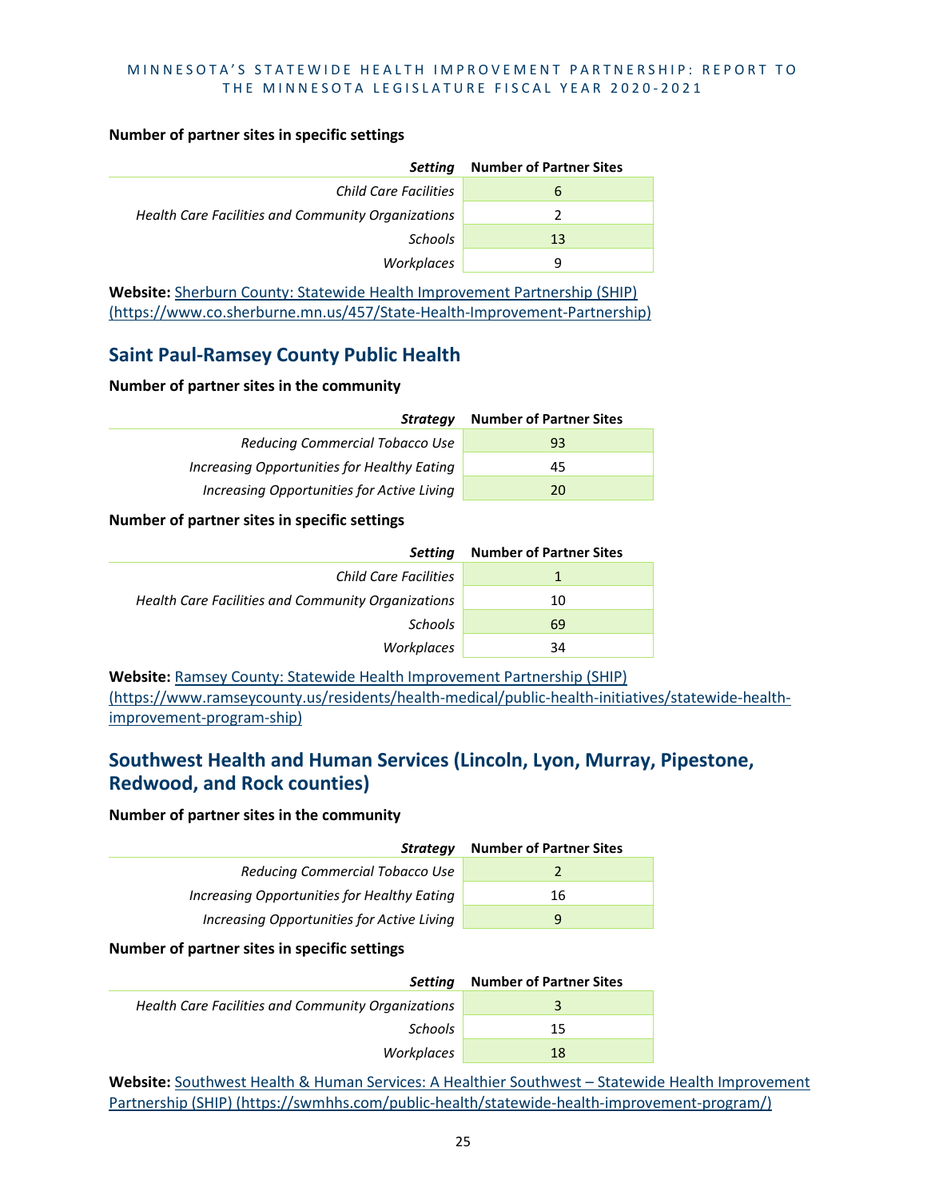**Number of partner sites in specific settings**

| *Setting* | Number of Partner Sites |
|---|---|
| *Child Care Facilities* | 6 |
| *Health Care Facilities and Community Organizations* | 2 |
| *Schools* | 13 |
| *Workplaces* | 9 |

**Website:** [Sherburn County: Statewide Health Improvement Partnership (SHIP) (https://www.co.sherburne.mn.us/457/State-Health-Improvement-Partnership)](https://www.co.sherburne.mn.us/457/State-Health-Improvement-Partnership)

## Saint Paul-Ramsey County Public Health

**Number of partner sites in the community**

| *Strategy* | Number of Partner Sites |
|---|---|
| *Reducing Commercial Tobacco Use* | 93 |
| *Increasing Opportunities for Healthy Eating* | 45 |
| *Increasing Opportunities for Active Living* | 20 |

**Number of partner sites in specific settings**

| *Setting* | Number of Partner Sites |
|---|---|
| *Child Care Facilities* | 1 |
| *Health Care Facilities and Community Organizations* | 10 |
| *Schools* | 69 |
| *Workplaces* | 34 |

**Website:** [Ramsey County: Statewide Health Improvement Partnership (SHIP) (https://www.ramseycounty.us/residents/health-medical/public-health-initiatives/statewide-health-improvement-program-ship)](https://www.ramseycounty.us/residents/health-medical/public-health-initiatives/statewide-health-improvement-program-ship)

## Southwest Health and Human Services (Lincoln, Lyon, Murray, Pipestone, Redwood, and Rock counties)

**Number of partner sites in the community**

| *Strategy* | Number of Partner Sites |
|---|---|
| *Reducing Commercial Tobacco Use* | 2 |
| *Increasing Opportunities for Healthy Eating* | 16 |
| *Increasing Opportunities for Active Living* | 9 |

**Number of partner sites in specific settings**

| *Setting* | Number of Partner Sites |
|---|---|
| *Health Care Facilities and Community Organizations* | 3 |
| *Schools* | 15 |
| *Workplaces* | 18 |

**Website:** [Southwest Health & Human Services: A Healthier Southwest – Statewide Health Improvement Partnership (SHIP) (https://swmhhs.com/public-health/statewide-health-improvement-program/)](https://swmhhs.com/public-health/statewide-health-improvement-program/)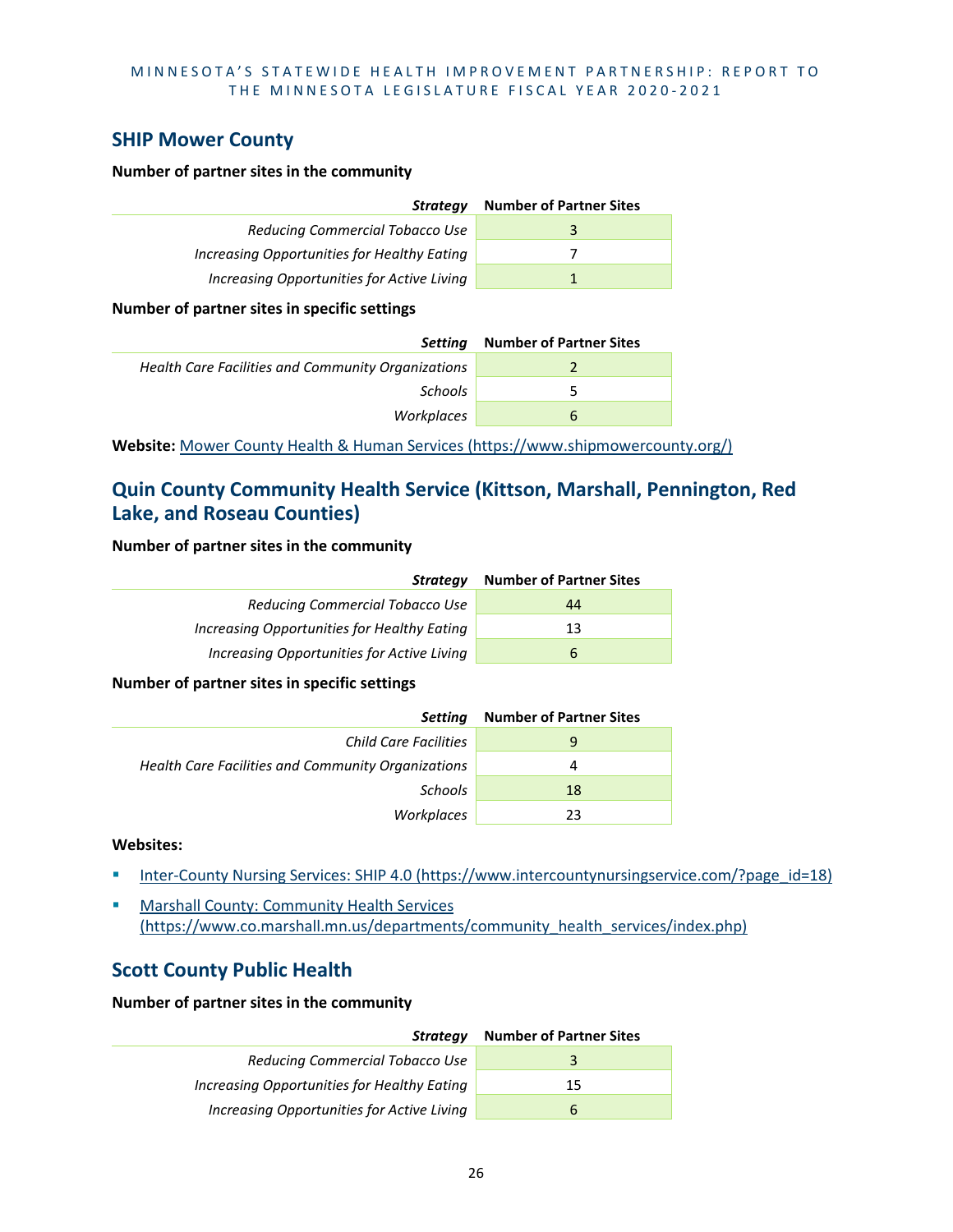## SHIP Mower County

**Number of partner sites in the community**

| *Strategy* | Number of Partner Sites |
|---|---|
| *Reducing Commercial Tobacco Use* | 3 |
| *Increasing Opportunities for Healthy Eating* | 7 |
| *Increasing Opportunities for Active Living* | 1 |

**Number of partner sites in specific settings**

| *Setting* | Number of Partner Sites |
|---|---|
| *Health Care Facilities and Community Organizations* | 2 |
| *Schools* | 5 |
| *Workplaces* | 6 |

**Website:** [Mower County Health & Human Services (https://www.shipmowercounty.org/)](https://www.shipmowercounty.org/)

## Quin County Community Health Service (Kittson, Marshall, Pennington, Red Lake, and Roseau Counties)

**Number of partner sites in the community**

| *Strategy* | Number of Partner Sites |
|---|---|
| *Reducing Commercial Tobacco Use* | 44 |
| *Increasing Opportunities for Healthy Eating* | 13 |
| *Increasing Opportunities for Active Living* | 6 |

**Number of partner sites in specific settings**

| *Setting* | Number of Partner Sites |
|---|---|
| *Child Care Facilities* | 9 |
| *Health Care Facilities and Community Organizations* | 4 |
| *Schools* | 18 |
| *Workplaces* | 23 |

**Websites:**

- [Inter-County Nursing Services: SHIP 4.0 (https://www.intercountynursingservice.com/?page_id=18)](https://www.intercountynursingservice.com/?page_id=18)
- [Marshall County: Community Health Services (https://www.co.marshall.mn.us/departments/community_health_services/index.php)](https://www.co.marshall.mn.us/departments/community_health_services/index.php)

## Scott County Public Health

**Number of partner sites in the community**

| *Strategy* | Number of Partner Sites |
|---|---|
| *Reducing Commercial Tobacco Use* | 3 |
| *Increasing Opportunities for Healthy Eating* | 15 |
| *Increasing Opportunities for Active Living* | 6 |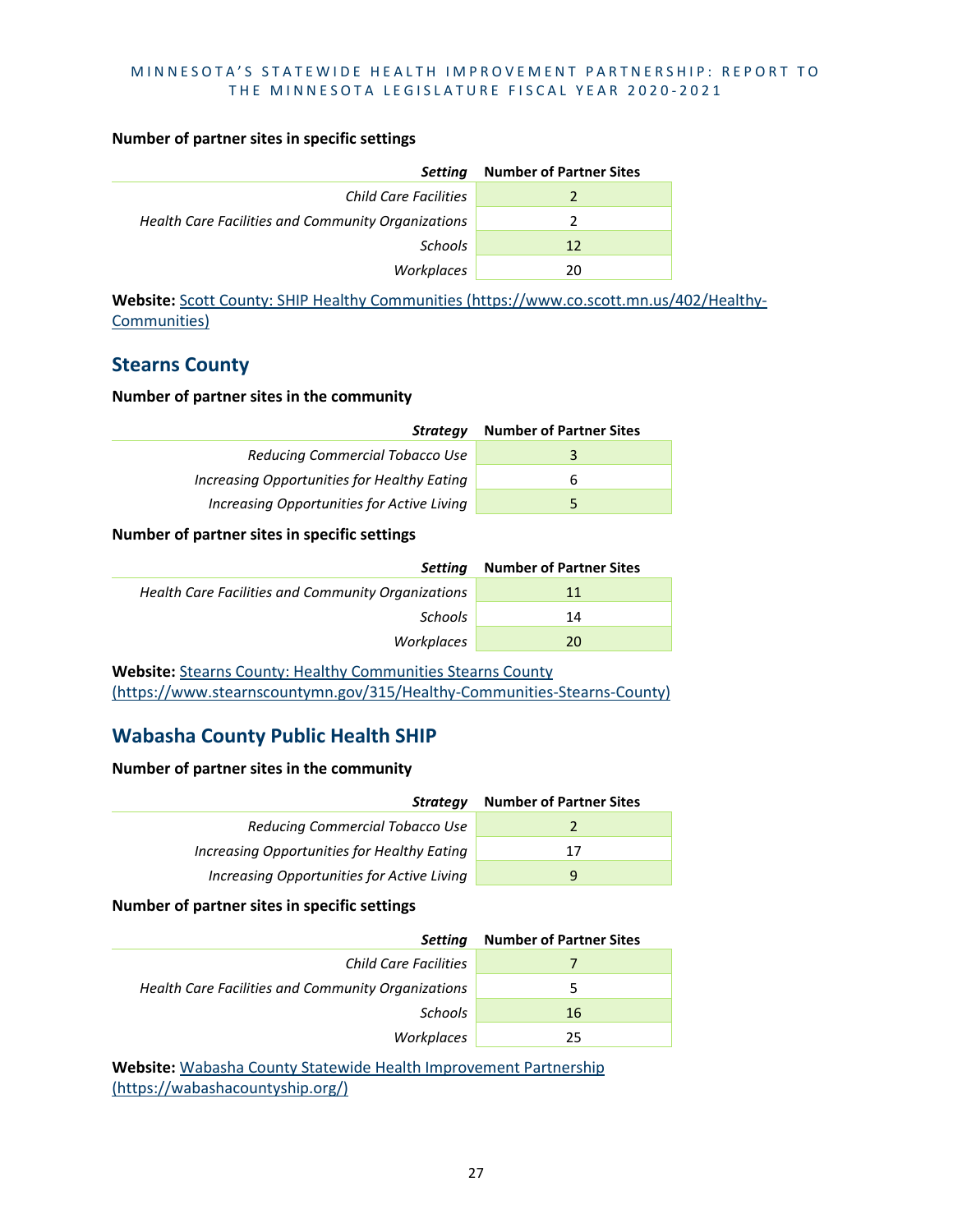**Number of partner sites in specific settings**

| *Setting* | Number of Partner Sites |
|---:|:---:|
| *Child Care Facilities* | 2 |
| *Health Care Facilities and Community Organizations* | 2 |
| *Schools* | 12 |
| *Workplaces* | 20 |

**Website:** [Scott County: SHIP Healthy Communities (https://www.co.scott.mn.us/402/Healthy-Communities)](https://www.co.scott.mn.us/402/Healthy-Communities)

## Stearns County

**Number of partner sites in the community**

| *Strategy* | Number of Partner Sites |
|---:|:---:|
| *Reducing Commercial Tobacco Use* | 3 |
| *Increasing Opportunities for Healthy Eating* | 6 |
| *Increasing Opportunities for Active Living* | 5 |

**Number of partner sites in specific settings**

| *Setting* | Number of Partner Sites |
|---:|:---:|
| *Health Care Facilities and Community Organizations* | 11 |
| *Schools* | 14 |
| *Workplaces* | 20 |

**Website:** [Stearns County: Healthy Communities Stearns County (https://www.stearnscountymn.gov/315/Healthy-Communities-Stearns-County)](https://www.stearnscountymn.gov/315/Healthy-Communities-Stearns-County)

## Wabasha County Public Health SHIP

**Number of partner sites in the community**

| *Strategy* | Number of Partner Sites |
|---:|:---:|
| *Reducing Commercial Tobacco Use* | 2 |
| *Increasing Opportunities for Healthy Eating* | 17 |
| *Increasing Opportunities for Active Living* | 9 |

**Number of partner sites in specific settings**

| *Setting* | Number of Partner Sites |
|---:|:---:|
| *Child Care Facilities* | 7 |
| *Health Care Facilities and Community Organizations* | 5 |
| *Schools* | 16 |
| *Workplaces* | 25 |

**Website:** [Wabasha County Statewide Health Improvement Partnership (https://wabashacountyship.org/)](https://wabashacountyship.org/)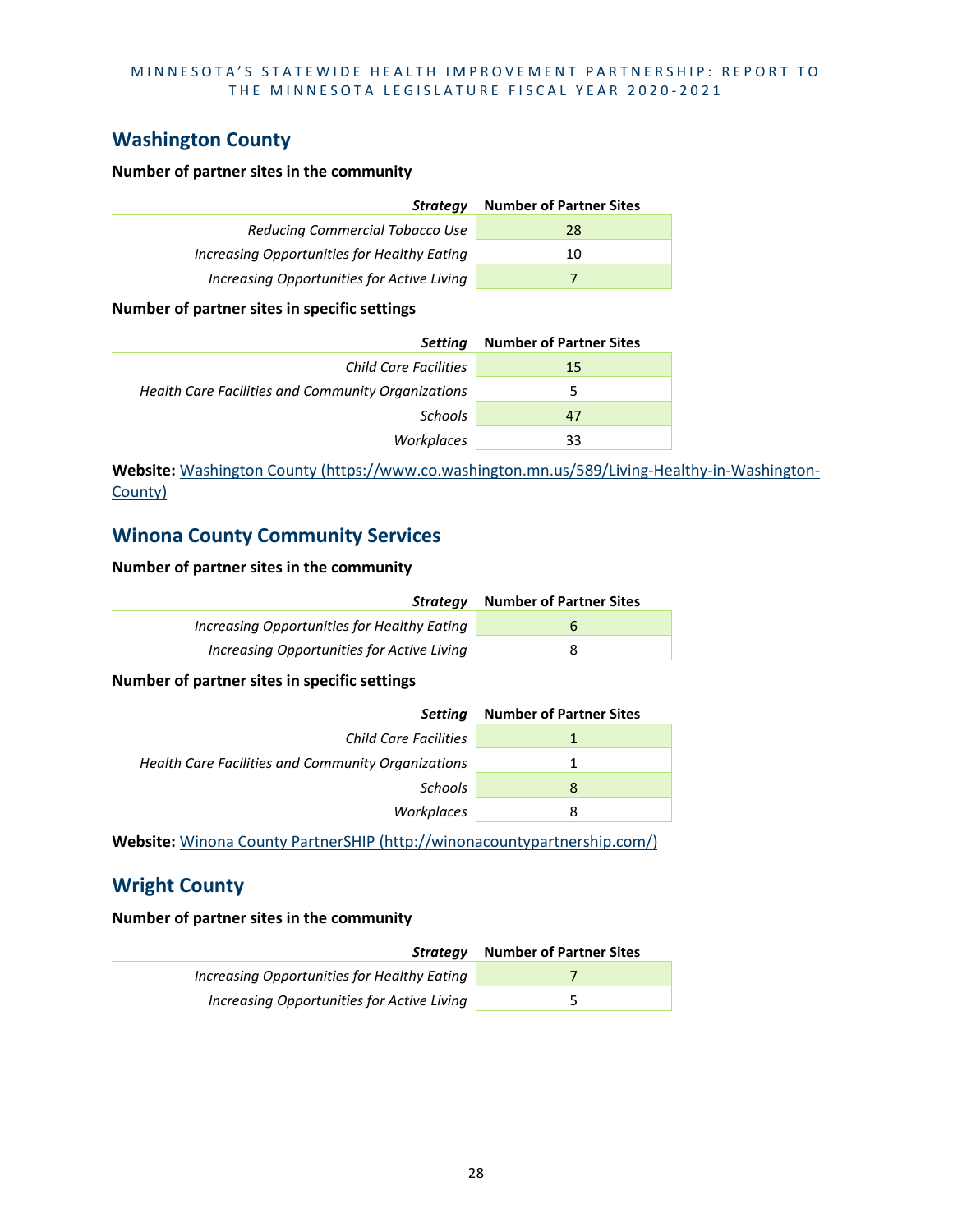## Washington County

**Number of partner sites in the community**

| *Strategy* | Number of Partner Sites |
|---|---|
| *Reducing Commercial Tobacco Use* | 28 |
| *Increasing Opportunities for Healthy Eating* | 10 |
| *Increasing Opportunities for Active Living* | 7 |

**Number of partner sites in specific settings**

| *Setting* | Number of Partner Sites |
|---|---|
| *Child Care Facilities* | 15 |
| *Health Care Facilities and Community Organizations* | 5 |
| *Schools* | 47 |
| *Workplaces* | 33 |

**Website:** [Washington County (https://www.co.washington.mn.us/589/Living-Healthy-in-Washington-County)](https://www.co.washington.mn.us/589/Living-Healthy-in-Washington-County)

## Winona County Community Services

**Number of partner sites in the community**

| *Strategy* | Number of Partner Sites |
|---|---|
| *Increasing Opportunities for Healthy Eating* | 6 |
| *Increasing Opportunities for Active Living* | 8 |

**Number of partner sites in specific settings**

| *Setting* | Number of Partner Sites |
|---|---|
| *Child Care Facilities* | 1 |
| *Health Care Facilities and Community Organizations* | 1 |
| *Schools* | 8 |
| *Workplaces* | 8 |

**Website:** [Winona County PartnerSHIP (http://winonacountypartnership.com/)](http://winonacountypartnership.com/)

## Wright County

**Number of partner sites in the community**

| *Strategy* | Number of Partner Sites |
|---|---|
| *Increasing Opportunities for Healthy Eating* | 7 |
| *Increasing Opportunities for Active Living* | 5 |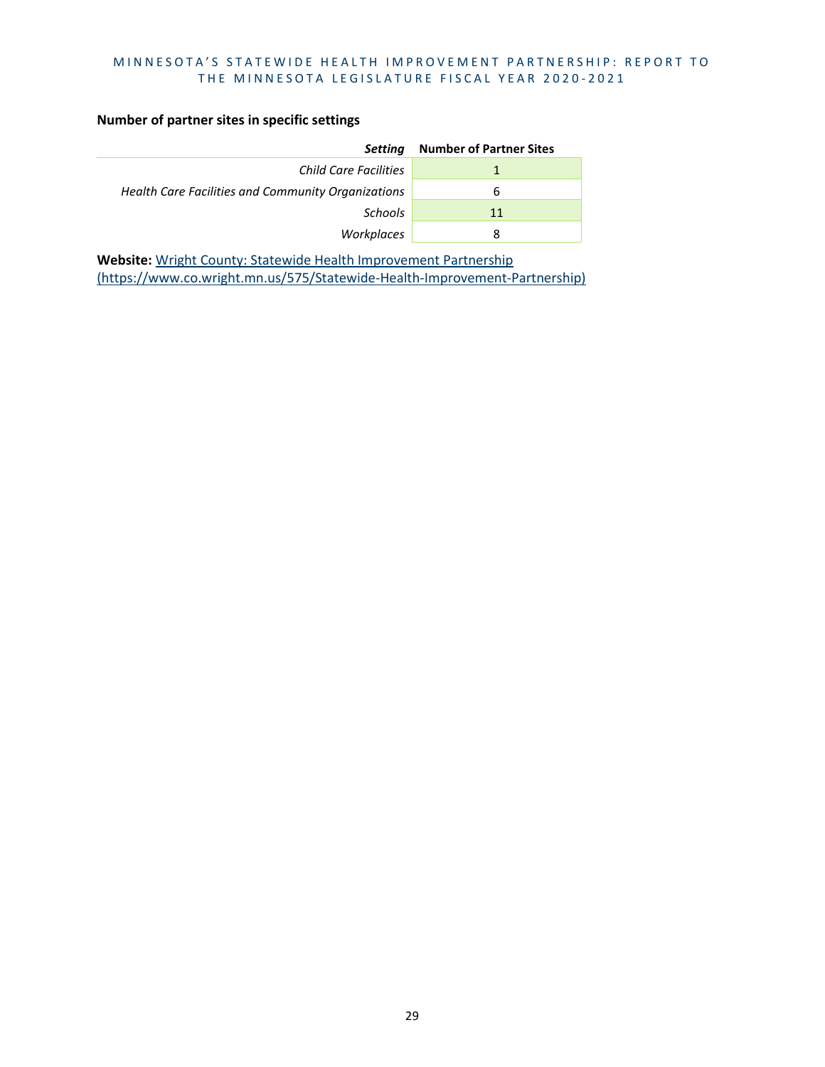### Number of partner sites in specific settings

| *Setting* | Number of Partner Sites |
| --- | --- |
| *Child Care Facilities* | 1 |
| *Health Care Facilities and Community Organizations* | 6 |
| *Schools* | 11 |
| *Workplaces* | 8 |

**Website:** [Wright County: Statewide Health Improvement Partnership (https://www.co.wright.mn.us/575/Statewide-Health-Improvement-Partnership)](https://www.co.wright.mn.us/575/Statewide-Health-Improvement-Partnership)